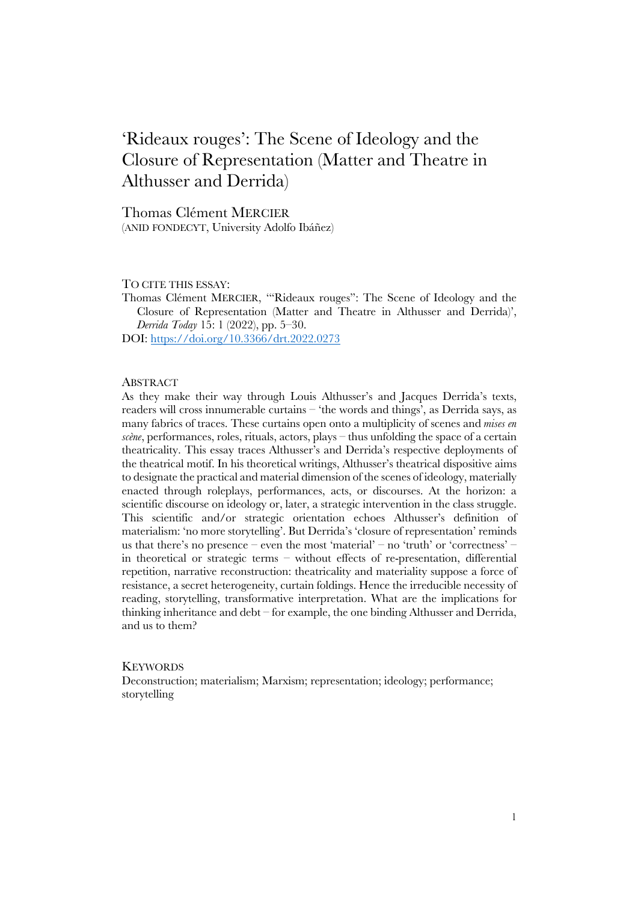# 'Rideaux rouges': The Scene of Ideology and the Closure of Representation (Matter and Theatre in Althusser and Derrida)

Thomas Clément MERCIER
(ANID FONDECYT, University Adolfo Ibáñez)

TO CITE THIS ESSAY:

Thomas Clément MERCIER, '"Rideaux rouges": The Scene of Ideology and the Closure of Representation (Matter and Theatre in Althusser and Derrida)', *Derrida Today* 15: 1 (2022), pp. 5–30.

DOI: https://doi.org/10.3366/drt.2022.0273

## ABSTRACT

As they make their way through Louis Althusser's and Jacques Derrida's texts, readers will cross innumerable curtains – 'the words and things', as Derrida says, as many fabrics of traces. These curtains open onto a multiplicity of scenes and *mises en scène*, performances, roles, rituals, actors, plays – thus unfolding the space of a certain theatricality. This essay traces Althusser's and Derrida's respective deployments of the theatrical motif. In his theoretical writings, Althusser's theatrical dispositive aims to designate the practical and material dimension of the scenes of ideology, materially enacted through roleplays, performances, acts, or discourses. At the horizon: a scientific discourse on ideology or, later, a strategic intervention in the class struggle. This scientific and/or strategic orientation echoes Althusser's definition of materialism: 'no more storytelling'. But Derrida's 'closure of representation' reminds us that there's no presence – even the most 'material' – no 'truth' or 'correctness' – in theoretical or strategic terms – without effects of re-presentation, differential repetition, narrative reconstruction: theatricality and materiality suppose a force of resistance, a secret heterogeneity, curtain foldings. Hence the irreducible necessity of reading, storytelling, transformative interpretation. What are the implications for thinking inheritance and debt – for example, the one binding Althusser and Derrida, and us to them?

## KEYWORDS

Deconstruction; materialism; Marxism; representation; ideology; performance; storytelling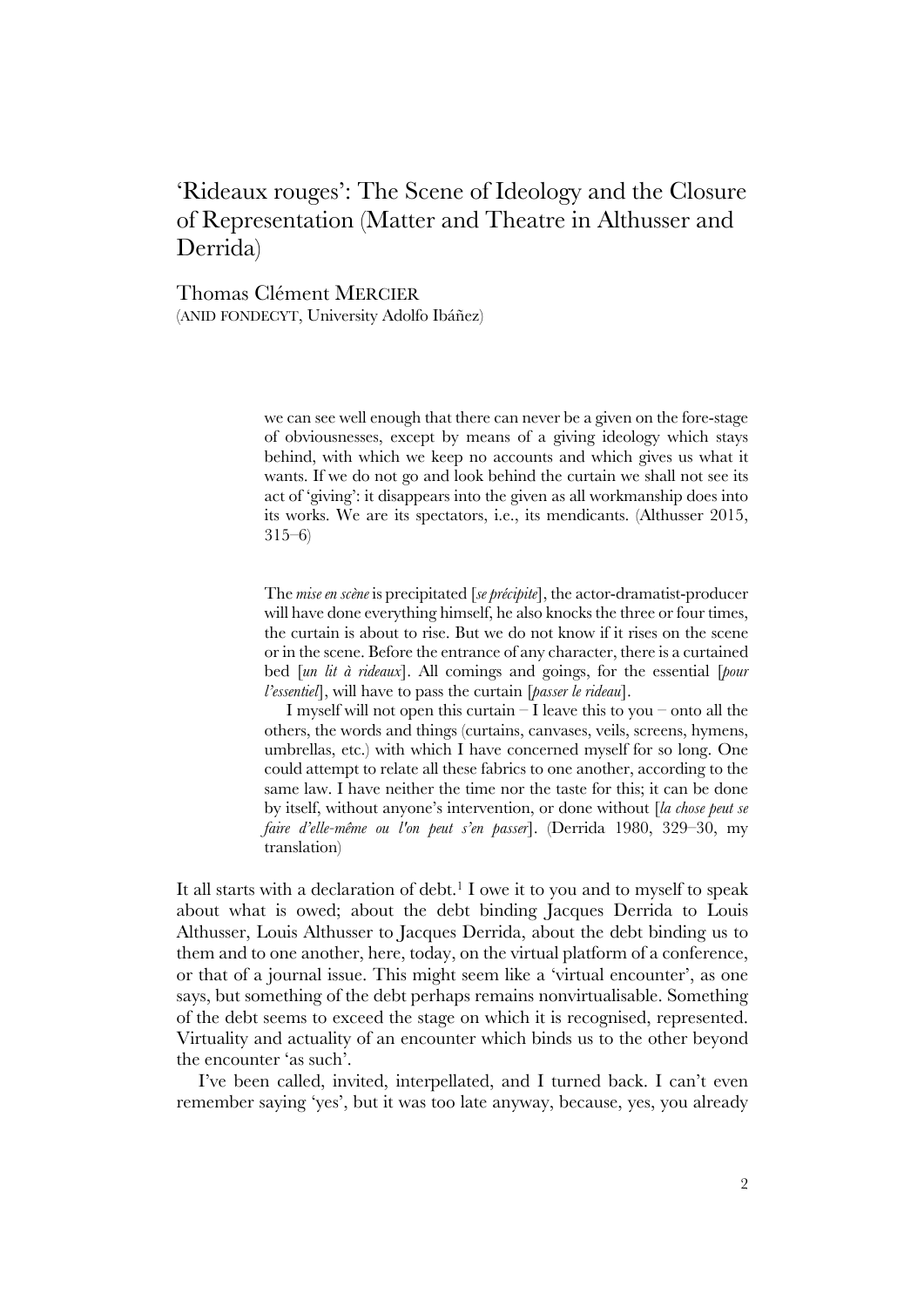# 'Rideaux rouges': The Scene of Ideology and the Closure of Representation (Matter and Theatre in Althusser and Derrida)

Thomas Clément MERCIER
(ANID FONDECYT, University Adolfo Ibáñez)

> we can see well enough that there can never be a given on the fore-stage of obviousnesses, except by means of a giving ideology which stays behind, with which we keep no accounts and which gives us what it wants. If we do not go and look behind the curtain we shall not see its act of 'giving': it disappears into the given as all workmanship does into its works. We are its spectators, i.e., its mendicants. (Althusser 2015, 315–6)

> The *mise en scène* is precipitated [*se précipite*], the actor-dramatist-producer will have done everything himself, he also knocks the three or four times, the curtain is about to rise. But we do not know if it rises on the scene or in the scene. Before the entrance of any character, there is a curtained bed [*un lit à rideaux*]. All comings and goings, for the essential [*pour l'essentiel*], will have to pass the curtain [*passer le rideau*].
>
> I myself will not open this curtain – I leave this to you – onto all the others, the words and things (curtains, canvases, veils, screens, hymens, umbrellas, etc.) with which I have concerned myself for so long. One could attempt to relate all these fabrics to one another, according to the same law. I have neither the time nor the taste for this; it can be done by itself, without anyone's intervention, or done without [*la chose peut se faire d'elle-même ou l'on peut s'en passer*]. (Derrida 1980, 329–30, my translation)

It all starts with a declaration of debt.[1] I owe it to you and to myself to speak about what is owed; about the debt binding Jacques Derrida to Louis Althusser, Louis Althusser to Jacques Derrida, about the debt binding us to them and to one another, here, today, on the virtual platform of a conference, or that of a journal issue. This might seem like a 'virtual encounter', as one says, but something of the debt perhaps remains nonvirtualisable. Something of the debt seems to exceed the stage on which it is recognised, represented. Virtuality and actuality of an encounter which binds us to the other beyond the encounter 'as such'.

I've been called, invited, interpellated, and I turned back. I can't even remember saying 'yes', but it was too late anyway, because, yes, you already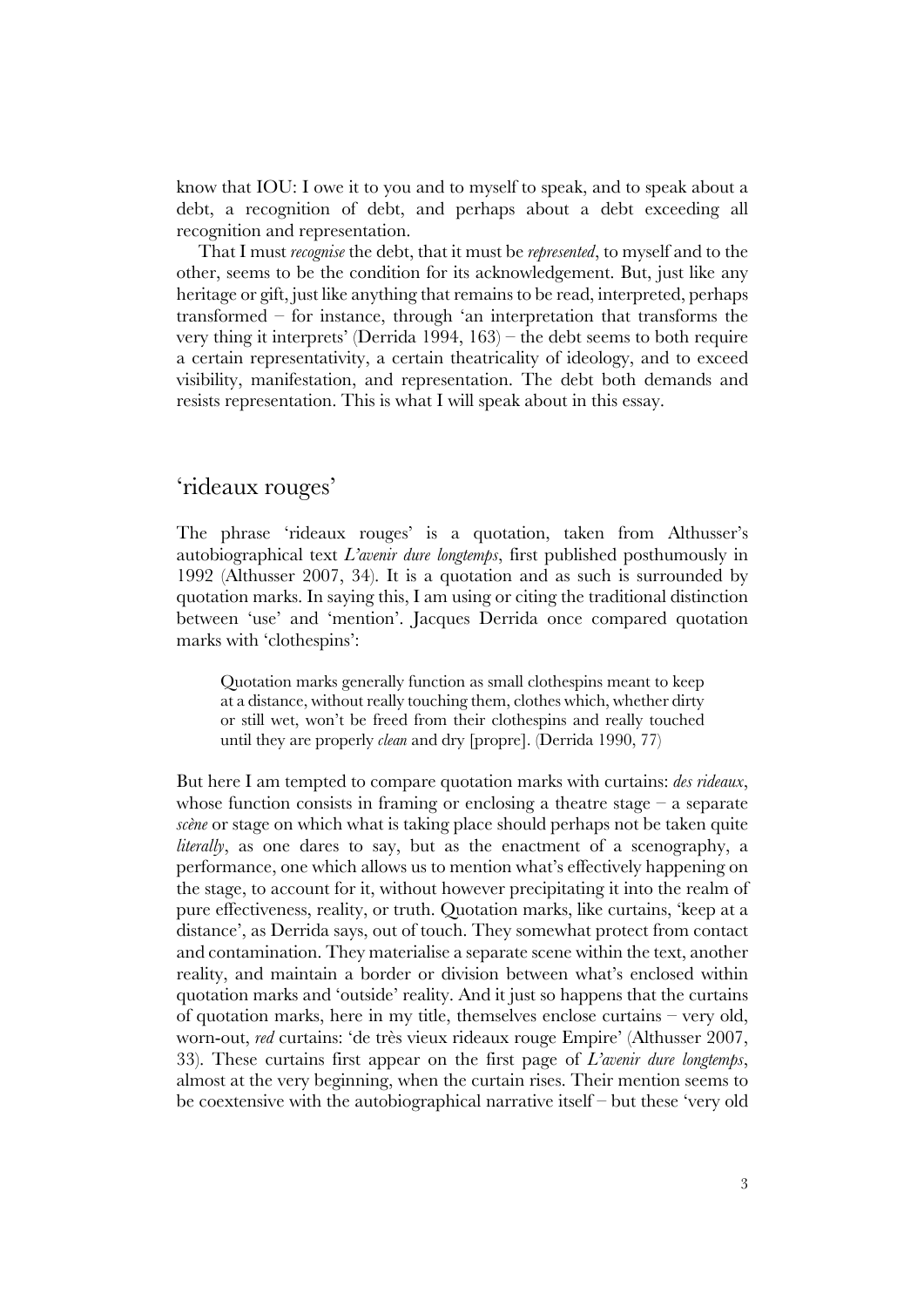know that IOU: I owe it to you and to myself to speak, and to speak about a debt, a recognition of debt, and perhaps about a debt exceeding all recognition and representation.

That I must *recognise* the debt, that it must be *represented*, to myself and to the other, seems to be the condition for its acknowledgement. But, just like any heritage or gift, just like anything that remains to be read, interpreted, perhaps transformed – for instance, through 'an interpretation that transforms the very thing it interprets' (Derrida 1994, 163) – the debt seems to both require a certain representativity, a certain theatricality of ideology, and to exceed visibility, manifestation, and representation. The debt both demands and resists representation. This is what I will speak about in this essay.

## 'rideaux rouges'

The phrase 'rideaux rouges' is a quotation, taken from Althusser's autobiographical text *L'avenir dure longtemps*, first published posthumously in 1992 (Althusser 2007, 34). It is a quotation and as such is surrounded by quotation marks. In saying this, I am using or citing the traditional distinction between 'use' and 'mention'. Jacques Derrida once compared quotation marks with 'clothespins':

> Quotation marks generally function as small clothespins meant to keep at a distance, without really touching them, clothes which, whether dirty or still wet, won't be freed from their clothespins and really touched until they are properly *clean* and dry [propre]. (Derrida 1990, 77)

But here I am tempted to compare quotation marks with curtains: *des rideaux*, whose function consists in framing or enclosing a theatre stage – a separate *scène* or stage on which what is taking place should perhaps not be taken quite *literally*, as one dares to say, but as the enactment of a scenography, a performance, one which allows us to mention what's effectively happening on the stage, to account for it, without however precipitating it into the realm of pure effectiveness, reality, or truth. Quotation marks, like curtains, 'keep at a distance', as Derrida says, out of touch. They somewhat protect from contact and contamination. They materialise a separate scene within the text, another reality, and maintain a border or division between what's enclosed within quotation marks and 'outside' reality. And it just so happens that the curtains of quotation marks, here in my title, themselves enclose curtains – very old, worn-out, *red* curtains: 'de très vieux rideaux rouge Empire' (Althusser 2007, 33). These curtains first appear on the first page of *L'avenir dure longtemps*, almost at the very beginning, when the curtain rises. Their mention seems to be coextensive with the autobiographical narrative itself – but these 'very old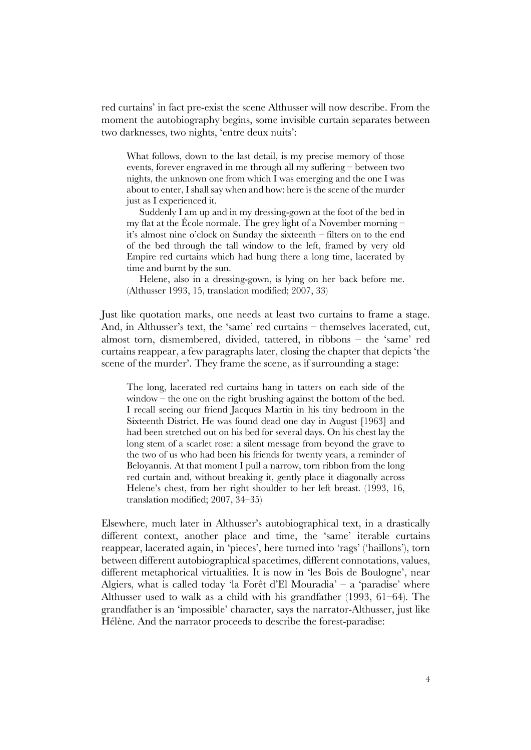red curtains' in fact pre-exist the scene Althusser will now describe. From the moment the autobiography begins, some invisible curtain separates between two darknesses, two nights, 'entre deux nuits':

> What follows, down to the last detail, is my precise memory of those events, forever engraved in me through all my suffering – between two nights, the unknown one from which I was emerging and the one I was about to enter, I shall say when and how: here is the scene of the murder just as I experienced it.
>
> Suddenly I am up and in my dressing-gown at the foot of the bed in my flat at the École normale. The grey light of a November morning – it's almost nine o'clock on Sunday the sixteenth – filters on to the end of the bed through the tall window to the left, framed by very old Empire red curtains which had hung there a long time, lacerated by time and burnt by the sun.
>
> Helene, also in a dressing-gown, is lying on her back before me. (Althusser 1993, 15, translation modified; 2007, 33)

Just like quotation marks, one needs at least two curtains to frame a stage. And, in Althusser's text, the 'same' red curtains – themselves lacerated, cut, almost torn, dismembered, divided, tattered, in ribbons – the 'same' red curtains reappear, a few paragraphs later, closing the chapter that depicts 'the scene of the murder'. They frame the scene, as if surrounding a stage:

> The long, lacerated red curtains hang in tatters on each side of the window – the one on the right brushing against the bottom of the bed. I recall seeing our friend Jacques Martin in his tiny bedroom in the Sixteenth District. He was found dead one day in August [1963] and had been stretched out on his bed for several days. On his chest lay the long stem of a scarlet rose: a silent message from beyond the grave to the two of us who had been his friends for twenty years, a reminder of Beloyannis. At that moment I pull a narrow, torn ribbon from the long red curtain and, without breaking it, gently place it diagonally across Helene's chest, from her right shoulder to her left breast. (1993, 16, translation modified; 2007, 34–35)

Elsewhere, much later in Althusser's autobiographical text, in a drastically different context, another place and time, the 'same' iterable curtains reappear, lacerated again, in 'pieces', here turned into 'rags' ('haillons'), torn between different autobiographical spacetimes, different connotations, values, different metaphorical virtualities. It is now in 'les Bois de Boulogne', near Algiers, what is called today 'la Forêt d'El Mouradia' – a 'paradise' where Althusser used to walk as a child with his grandfather (1993, 61–64). The grandfather is an 'impossible' character, says the narrator-Althusser, just like Hélène. And the narrator proceeds to describe the forest-paradise: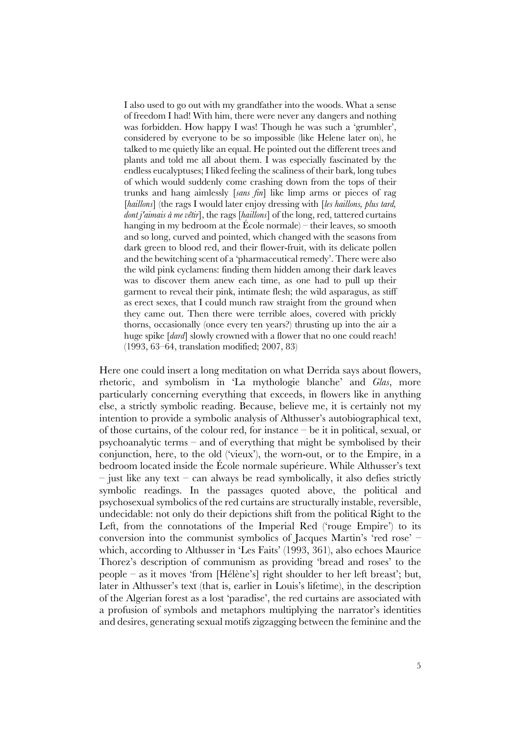> I also used to go out with my grandfather into the woods. What a sense of freedom I had! With him, there were never any dangers and nothing was forbidden. How happy I was! Though he was such a 'grumbler', considered by everyone to be so impossible (like Helene later on), he talked to me quietly like an equal. He pointed out the different trees and plants and told me all about them. I was especially fascinated by the endless eucalyptuses; I liked feeling the scaliness of their bark, long tubes of which would suddenly come crashing down from the tops of their trunks and hang aimlessly [*sans fin*] like limp arms or pieces of rag [*haillons*] (the rags I would later enjoy dressing with [*les haillons, plus tard, dont j'aimais à me vêtir*], the rags [*haillons*] of the long, red, tattered curtains hanging in my bedroom at the École normale) – their leaves, so smooth and so long, curved and pointed, which changed with the seasons from dark green to blood red, and their flower-fruit, with its delicate pollen and the bewitching scent of a 'pharmaceutical remedy'. There were also the wild pink cyclamens: finding them hidden among their dark leaves was to discover them anew each time, as one had to pull up their garment to reveal their pink, intimate flesh; the wild asparagus, as stiff as erect sexes, that I could munch raw straight from the ground when they came out. Then there were terrible aloes, covered with prickly thorns, occasionally (once every ten years?) thrusting up into the air a huge spike [*dard*] slowly crowned with a flower that no one could reach! (1993, 63–64, translation modified; 2007, 83)

Here one could insert a long meditation on what Derrida says about flowers, rhetoric, and symbolism in 'La mythologie blanche' and *Glas*, more particularly concerning everything that exceeds, in flowers like in anything else, a strictly symbolic reading. Because, believe me, it is certainly not my intention to provide a symbolic analysis of Althusser's autobiographical text, of those curtains, of the colour red, for instance – be it in political, sexual, or psychoanalytic terms – and of everything that might be symbolised by their conjunction, here, to the old ('vieux'), the worn-out, or to the Empire, in a bedroom located inside the École normale supérieure. While Althusser's text – just like any text – can always be read symbolically, it also defies strictly symbolic readings. In the passages quoted above, the political and psychosexual symbolics of the red curtains are structurally instable, reversible, undecidable: not only do their depictions shift from the political Right to the Left, from the connotations of the Imperial Red ('rouge Empire') to its conversion into the communist symbolics of Jacques Martin's 'red rose' – which, according to Althusser in 'Les Faits' (1993, 361), also echoes Maurice Thorez's description of communism as providing 'bread and roses' to the people – as it moves 'from [Hélène's] right shoulder to her left breast'; but, later in Althusser's text (that is, earlier in Louis's lifetime), in the description of the Algerian forest as a lost 'paradise', the red curtains are associated with a profusion of symbols and metaphors multiplying the narrator's identities and desires, generating sexual motifs zigzagging between the feminine and the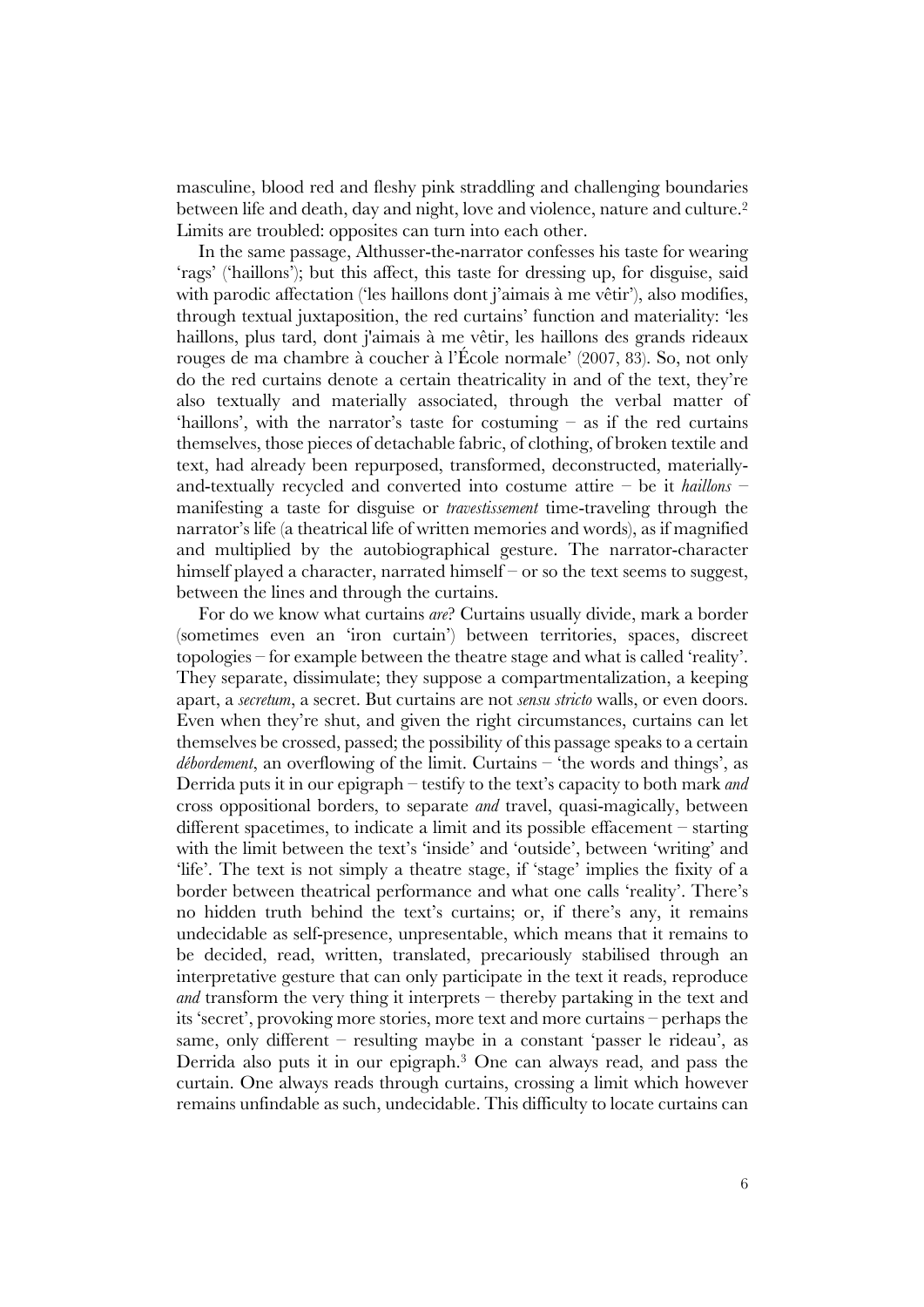masculine, blood red and fleshy pink straddling and challenging boundaries between life and death, day and night, love and violence, nature and culture.[2] Limits are troubled: opposites can turn into each other.

In the same passage, Althusser-the-narrator confesses his taste for wearing 'rags' ('haillons'); but this affect, this taste for dressing up, for disguise, said with parodic affectation ('les haillons dont j'aimais à me vêtir'), also modifies, through textual juxtaposition, the red curtains' function and materiality: 'les haillons, plus tard, dont j'aimais à me vêtir, les haillons des grands rideaux rouges de ma chambre à coucher à l'École normale' (2007, 83). So, not only do the red curtains denote a certain theatricality in and of the text, they're also textually and materially associated, through the verbal matter of 'haillons', with the narrator's taste for costuming – as if the red curtains themselves, those pieces of detachable fabric, of clothing, of broken textile and text, had already been repurposed, transformed, deconstructed, materially-and-textually recycled and converted into costume attire – be it *haillons* – manifesting a taste for disguise or *travestissement* time-traveling through the narrator's life (a theatrical life of written memories and words), as if magnified and multiplied by the autobiographical gesture. The narrator-character himself played a character, narrated himself – or so the text seems to suggest, between the lines and through the curtains.

For do we know what curtains *are*? Curtains usually divide, mark a border (sometimes even an 'iron curtain') between territories, spaces, discreet topologies – for example between the theatre stage and what is called 'reality'. They separate, dissimulate; they suppose a compartmentalization, a keeping apart, a *secretum*, a secret. But curtains are not *sensu stricto* walls, or even doors. Even when they're shut, and given the right circumstances, curtains can let themselves be crossed, passed; the possibility of this passage speaks to a certain *débordement*, an overflowing of the limit. Curtains – 'the words and things', as Derrida puts it in our epigraph – testify to the text's capacity to both mark *and* cross oppositional borders, to separate *and* travel, quasi-magically, between different spacetimes, to indicate a limit and its possible effacement – starting with the limit between the text's 'inside' and 'outside', between 'writing' and 'life'. The text is not simply a theatre stage, if 'stage' implies the fixity of a border between theatrical performance and what one calls 'reality'. There's no hidden truth behind the text's curtains; or, if there's any, it remains undecidable as self-presence, unpresentable, which means that it remains to be decided, read, written, translated, precariously stabilised through an interpretative gesture that can only participate in the text it reads, reproduce *and* transform the very thing it interprets – thereby partaking in the text and its 'secret', provoking more stories, more text and more curtains – perhaps the same, only different – resulting maybe in a constant 'passer le rideau', as Derrida also puts it in our epigraph.[3] One can always read, and pass the curtain. One always reads through curtains, crossing a limit which however remains unfindable as such, undecidable. This difficulty to locate curtains can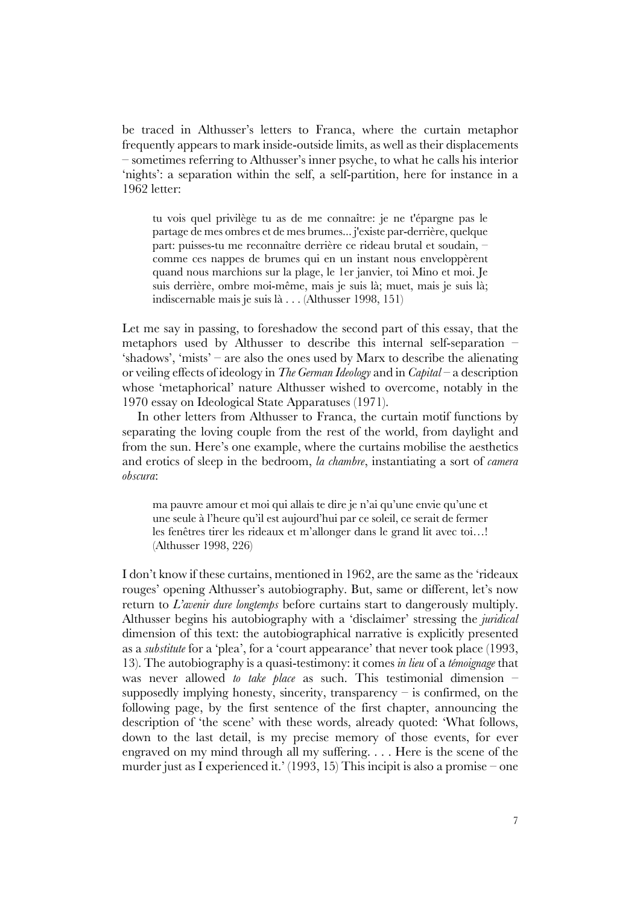be traced in Althusser's letters to Franca, where the curtain metaphor frequently appears to mark inside-outside limits, as well as their displacements – sometimes referring to Althusser's inner psyche, to what he calls his interior 'nights': a separation within the self, a self-partition, here for instance in a 1962 letter:

> tu vois quel privilège tu as de me connaître: je ne t'épargne pas le partage de mes ombres et de mes brumes... j'existe par-derrière, quelque part: puisses-tu me reconnaître derrière ce rideau brutal et soudain, – comme ces nappes de brumes qui en un instant nous enveloppèrent quand nous marchions sur la plage, le 1er janvier, toi Mino et moi. Je suis derrière, ombre moi-même, mais je suis là; muet, mais je suis là; indiscernable mais je suis là . . . (Althusser 1998, 151)

Let me say in passing, to foreshadow the second part of this essay, that the metaphors used by Althusser to describe this internal self-separation – 'shadows', 'mists' – are also the ones used by Marx to describe the alienating or veiling effects of ideology in *The German Ideology* and in *Capital* – a description whose 'metaphorical' nature Althusser wished to overcome, notably in the 1970 essay on Ideological State Apparatuses (1971).

In other letters from Althusser to Franca, the curtain motif functions by separating the loving couple from the rest of the world, from daylight and from the sun. Here's one example, where the curtains mobilise the aesthetics and erotics of sleep in the bedroom, *la chambre*, instantiating a sort of *camera obscura*:

> ma pauvre amour et moi qui allais te dire je n'ai qu'une envie qu'une et une seule à l'heure qu'il est aujourd'hui par ce soleil, ce serait de fermer les fenêtres tirer les rideaux et m'allonger dans le grand lit avec toi…! (Althusser 1998, 226)

I don't know if these curtains, mentioned in 1962, are the same as the 'rideaux rouges' opening Althusser's autobiography. But, same or different, let's now return to *L'avenir dure longtemps* before curtains start to dangerously multiply. Althusser begins his autobiography with a 'disclaimer' stressing the *juridical* dimension of this text: the autobiographical narrative is explicitly presented as a *substitute* for a 'plea', for a 'court appearance' that never took place (1993, 13). The autobiography is a quasi-testimony: it comes *in lieu* of a *témoignage* that was never allowed *to take place* as such. This testimonial dimension – supposedly implying honesty, sincerity, transparency – is confirmed, on the following page, by the first sentence of the first chapter, announcing the description of 'the scene' with these words, already quoted: 'What follows, down to the last detail, is my precise memory of those events, for ever engraved on my mind through all my suffering. . . . Here is the scene of the murder just as I experienced it.' (1993, 15) This incipit is also a promise – one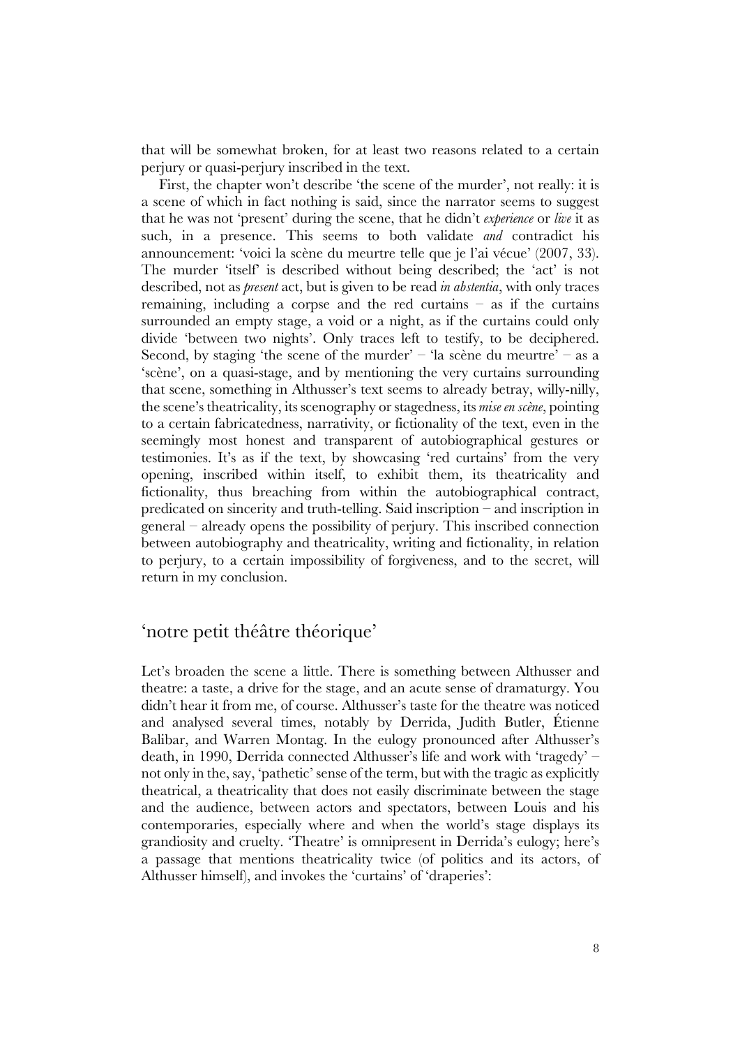that will be somewhat broken, for at least two reasons related to a certain perjury or quasi-perjury inscribed in the text.

First, the chapter won't describe 'the scene of the murder', not really: it is a scene of which in fact nothing is said, since the narrator seems to suggest that he was not 'present' during the scene, that he didn't *experience* or *live* it as such, in a presence. This seems to both validate *and* contradict his announcement: 'voici la scène du meurtre telle que je l'ai vécue' (2007, 33). The murder 'itself' is described without being described; the 'act' is not described, not as *present* act, but is given to be read *in abstentia*, with only traces remaining, including a corpse and the red curtains – as if the curtains surrounded an empty stage, a void or a night, as if the curtains could only divide 'between two nights'. Only traces left to testify, to be deciphered. Second, by staging 'the scene of the murder' – 'la scène du meurtre' – as a 'scène', on a quasi-stage, and by mentioning the very curtains surrounding that scene, something in Althusser's text seems to already betray, willy-nilly, the scene's theatricality, its scenography or stagedness, its *mise en scène*, pointing to a certain fabricatedness, narrativity, or fictionality of the text, even in the seemingly most honest and transparent of autobiographical gestures or testimonies. It's as if the text, by showcasing 'red curtains' from the very opening, inscribed within itself, to exhibit them, its theatricality and fictionality, thus breaching from within the autobiographical contract, predicated on sincerity and truth-telling. Said inscription – and inscription in general – already opens the possibility of perjury. This inscribed connection between autobiography and theatricality, writing and fictionality, in relation to perjury, to a certain impossibility of forgiveness, and to the secret, will return in my conclusion.

## 'notre petit théâtre théorique'

Let's broaden the scene a little. There is something between Althusser and theatre: a taste, a drive for the stage, and an acute sense of dramaturgy. You didn't hear it from me, of course. Althusser's taste for the theatre was noticed and analysed several times, notably by Derrida, Judith Butler, Étienne Balibar, and Warren Montag. In the eulogy pronounced after Althusser's death, in 1990, Derrida connected Althusser's life and work with 'tragedy' – not only in the, say, 'pathetic' sense of the term, but with the tragic as explicitly theatrical, a theatricality that does not easily discriminate between the stage and the audience, between actors and spectators, between Louis and his contemporaries, especially where and when the world's stage displays its grandiosity and cruelty. 'Theatre' is omnipresent in Derrida's eulogy; here's a passage that mentions theatricality twice (of politics and its actors, of Althusser himself), and invokes the 'curtains' of 'draperies':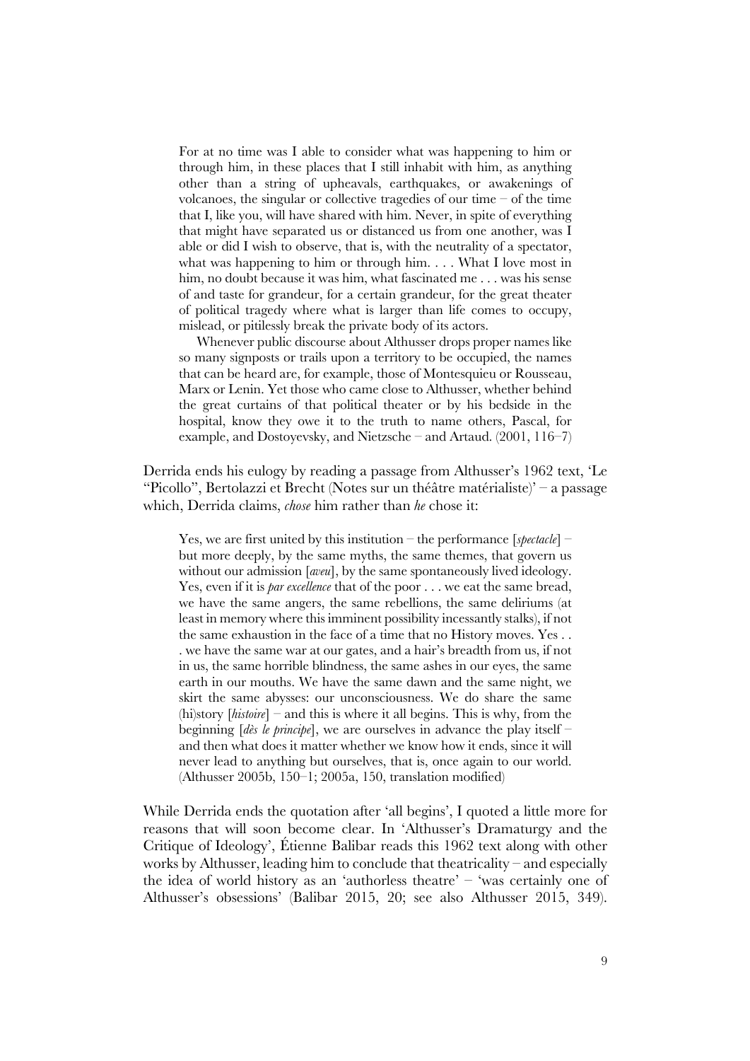> For at no time was I able to consider what was happening to him or through him, in these places that I still inhabit with him, as anything other than a string of upheavals, earthquakes, or awakenings of volcanoes, the singular or collective tragedies of our time – of the time that I, like you, will have shared with him. Never, in spite of everything that might have separated us or distanced us from one another, was I able or did I wish to observe, that is, with the neutrality of a spectator, what was happening to him or through him. . . . What I love most in him, no doubt because it was him, what fascinated me . . . was his sense of and taste for grandeur, for a certain grandeur, for the great theater of political tragedy where what is larger than life comes to occupy, mislead, or pitilessly break the private body of its actors.
>
> Whenever public discourse about Althusser drops proper names like so many signposts or trails upon a territory to be occupied, the names that can be heard are, for example, those of Montesquieu or Rousseau, Marx or Lenin. Yet those who came close to Althusser, whether behind the great curtains of that political theater or by his bedside in the hospital, know they owe it to the truth to name others, Pascal, for example, and Dostoyevsky, and Nietzsche – and Artaud. (2001, 116–7)

Derrida ends his eulogy by reading a passage from Althusser's 1962 text, 'Le "Picollo", Bertolazzi et Brecht (Notes sur un théâtre matérialiste)' – a passage which, Derrida claims, *chose* him rather than *he* chose it:

> Yes, we are first united by this institution – the performance [*spectacle*] – but more deeply, by the same myths, the same themes, that govern us without our admission [*aveu*], by the same spontaneously lived ideology. Yes, even if it is *par excellence* that of the poor . . . we eat the same bread, we have the same angers, the same rebellions, the same deliriums (at least in memory where this imminent possibility incessantly stalks), if not the same exhaustion in the face of a time that no History moves. Yes . . . we have the same war at our gates, and a hair's breadth from us, if not in us, the same horrible blindness, the same ashes in our eyes, the same earth in our mouths. We have the same dawn and the same night, we skirt the same abysses: our unconsciousness. We do share the same (hi)story [*histoire*] – and this is where it all begins. This is why, from the beginning [*dès le principe*], we are ourselves in advance the play itself – and then what does it matter whether we know how it ends, since it will never lead to anything but ourselves, that is, once again to our world. (Althusser 2005b, 150–1; 2005a, 150, translation modified)

While Derrida ends the quotation after 'all begins', I quoted a little more for reasons that will soon become clear. In 'Althusser's Dramaturgy and the Critique of Ideology', Étienne Balibar reads this 1962 text along with other works by Althusser, leading him to conclude that theatricality – and especially the idea of world history as an 'authorless theatre' – 'was certainly one of Althusser's obsessions' (Balibar 2015, 20; see also Althusser 2015, 349).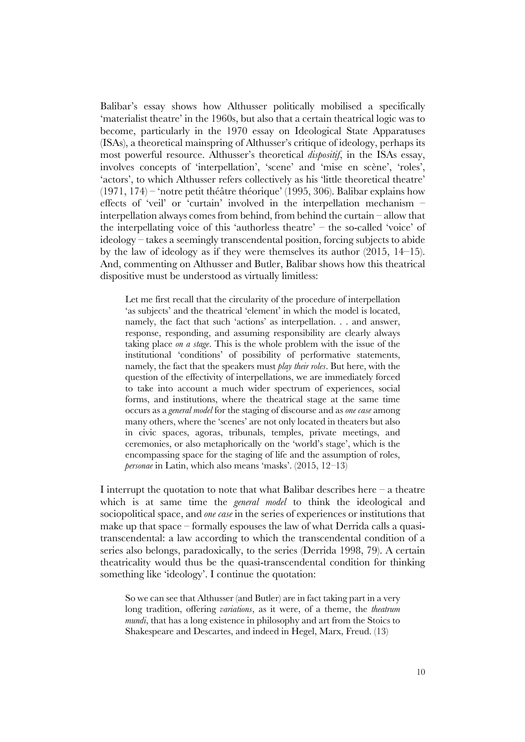Balibar's essay shows how Althusser politically mobilised a specifically 'materialist theatre' in the 1960s, but also that a certain theatrical logic was to become, particularly in the 1970 essay on Ideological State Apparatuses (ISAs), a theoretical mainspring of Althusser's critique of ideology, perhaps its most powerful resource. Althusser's theoretical *dispositif*, in the ISAs essay, involves concepts of 'interpellation', 'scene' and 'mise en scène', 'roles', 'actors', to which Althusser refers collectively as his 'little theoretical theatre' (1971, 174) – 'notre petit théâtre théorique' (1995, 306). Balibar explains how effects of 'veil' or 'curtain' involved in the interpellation mechanism – interpellation always comes from behind, from behind the curtain – allow that the interpellating voice of this 'authorless theatre' – the so-called 'voice' of ideology – takes a seemingly transcendental position, forcing subjects to abide by the law of ideology as if they were themselves its author (2015, 14–15). And, commenting on Althusser and Butler, Balibar shows how this theatrical dispositive must be understood as virtually limitless:

> Let me first recall that the circularity of the procedure of interpellation 'as subjects' and the theatrical 'element' in which the model is located, namely, the fact that such 'actions' as interpellation. . . and answer, response, responding, and assuming responsibility are clearly always taking place *on a stage*. This is the whole problem with the issue of the institutional 'conditions' of possibility of performative statements, namely, the fact that the speakers must *play their roles*. But here, with the question of the effectivity of interpellations, we are immediately forced to take into account a much wider spectrum of experiences, social forms, and institutions, where the theatrical stage at the same time occurs as a *general model* for the staging of discourse and as *one case* among many others, where the 'scenes' are not only located in theaters but also in civic spaces, agoras, tribunals, temples, private meetings, and ceremonies, or also metaphorically on the 'world's stage', which is the encompassing space for the staging of life and the assumption of roles, *personae* in Latin, which also means 'masks'. (2015, 12–13)

I interrupt the quotation to note that what Balibar describes here – a theatre which is at same time the *general model* to think the ideological and sociopolitical space, and *one case* in the series of experiences or institutions that make up that space – formally espouses the law of what Derrida calls a quasi-transcendental: a law according to which the transcendental condition of a series also belongs, paradoxically, to the series (Derrida 1998, 79). A certain theatricality would thus be the quasi-transcendental condition for thinking something like 'ideology'. I continue the quotation:

> So we can see that Althusser (and Butler) are in fact taking part in a very long tradition, offering *variations*, as it were, of a theme, the *theatrum mundi*, that has a long existence in philosophy and art from the Stoics to Shakespeare and Descartes, and indeed in Hegel, Marx, Freud. (13)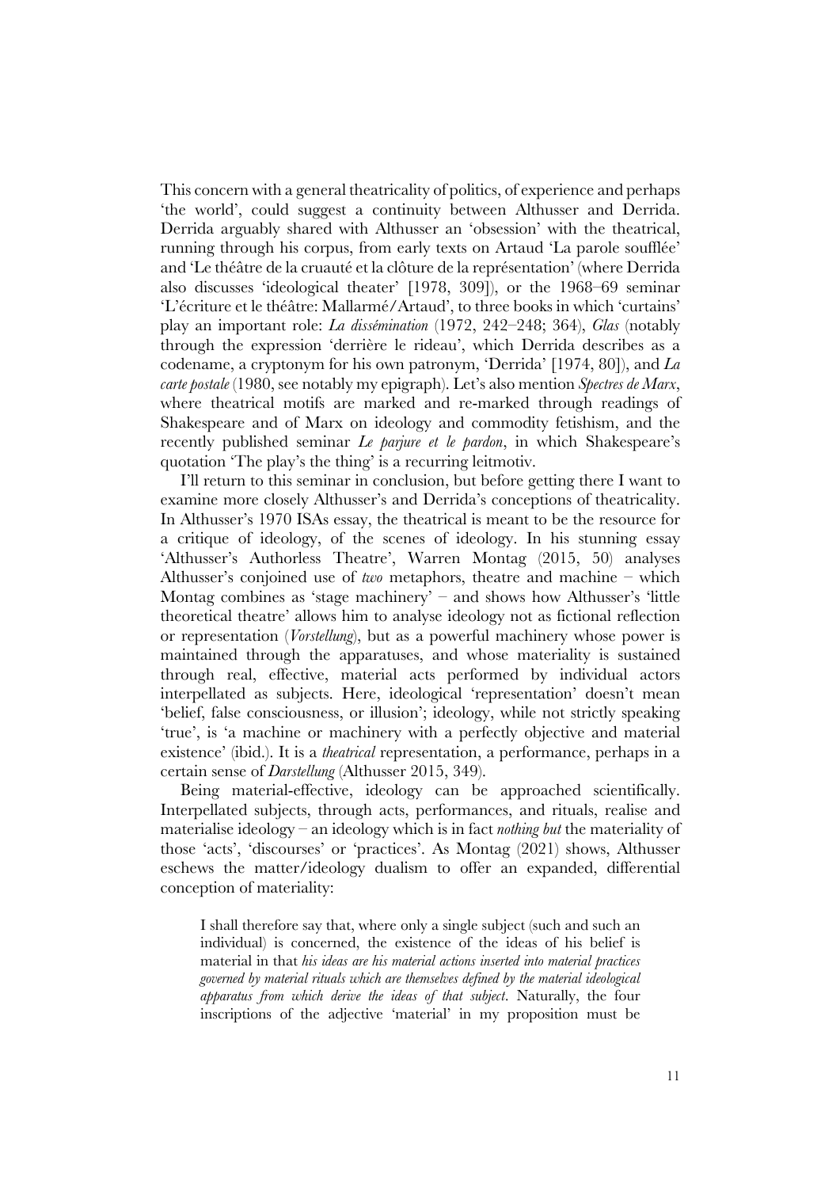This concern with a general theatricality of politics, of experience and perhaps 'the world', could suggest a continuity between Althusser and Derrida. Derrida arguably shared with Althusser an 'obsession' with the theatrical, running through his corpus, from early texts on Artaud 'La parole soufflée' and 'Le théâtre de la cruauté et la clôture de la représentation' (where Derrida also discusses 'ideological theater' [1978, 309]), or the 1968–69 seminar 'L'écriture et le théâtre: Mallarmé/Artaud', to three books in which 'curtains' play an important role: *La dissémination* (1972, 242–248; 364), *Glas* (notably through the expression 'derrière le rideau', which Derrida describes as a codename, a cryptonym for his own patronym, 'Derrida' [1974, 80]), and *La carte postale* (1980, see notably my epigraph). Let's also mention *Spectres de Marx*, where theatrical motifs are marked and re-marked through readings of Shakespeare and of Marx on ideology and commodity fetishism, and the recently published seminar *Le parjure et le pardon*, in which Shakespeare's quotation 'The play's the thing' is a recurring leitmotiv.

I'll return to this seminar in conclusion, but before getting there I want to examine more closely Althusser's and Derrida's conceptions of theatricality. In Althusser's 1970 ISAs essay, the theatrical is meant to be the resource for a critique of ideology, of the scenes of ideology. In his stunning essay 'Althusser's Authorless Theatre', Warren Montag (2015, 50) analyses Althusser's conjoined use of *two* metaphors, theatre and machine – which Montag combines as 'stage machinery' – and shows how Althusser's 'little theoretical theatre' allows him to analyse ideology not as fictional reflection or representation (*Vorstellung*), but as a powerful machinery whose power is maintained through the apparatuses, and whose materiality is sustained through real, effective, material acts performed by individual actors interpellated as subjects. Here, ideological 'representation' doesn't mean 'belief, false consciousness, or illusion'; ideology, while not strictly speaking 'true', is 'a machine or machinery with a perfectly objective and material existence' (ibid.). It is a *theatrical* representation, a performance, perhaps in a certain sense of *Darstellung* (Althusser 2015, 349).

Being material-effective, ideology can be approached scientifically. Interpellated subjects, through acts, performances, and rituals, realise and materialise ideology – an ideology which is in fact *nothing but* the materiality of those 'acts', 'discourses' or 'practices'. As Montag (2021) shows, Althusser eschews the matter/ideology dualism to offer an expanded, differential conception of materiality:

> I shall therefore say that, where only a single subject (such and such an individual) is concerned, the existence of the ideas of his belief is material in that *his ideas are his material actions inserted into material practices governed by material rituals which are themselves defined by the material ideological apparatus from which derive the ideas of that subject*. Naturally, the four inscriptions of the adjective 'material' in my proposition must be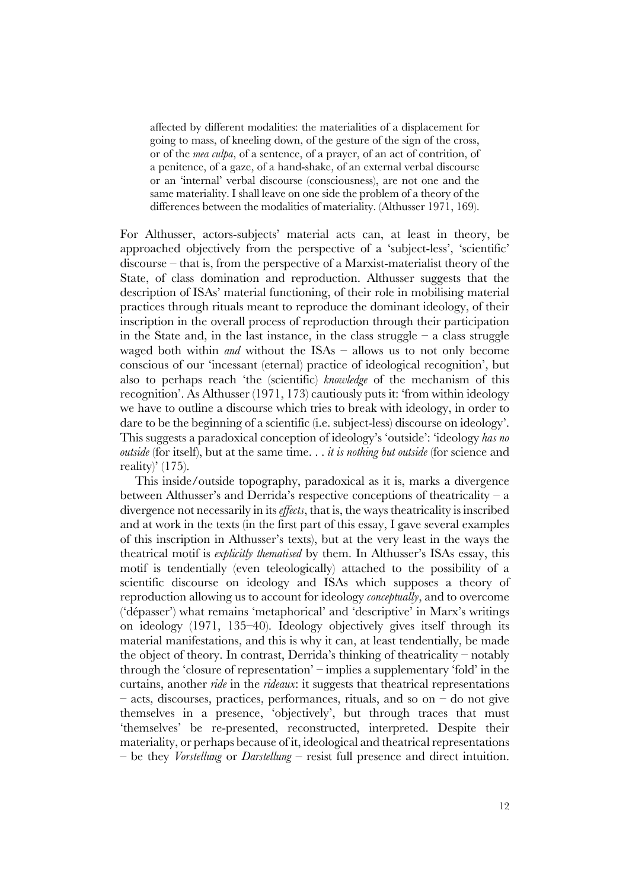> affected by different modalities: the materialities of a displacement for going to mass, of kneeling down, of the gesture of the sign of the cross, or of the *mea culpa*, of a sentence, of a prayer, of an act of contrition, of a penitence, of a gaze, of a hand-shake, of an external verbal discourse or an 'internal' verbal discourse (consciousness), are not one and the same materiality. I shall leave on one side the problem of a theory of the differences between the modalities of materiality. (Althusser 1971, 169).

For Althusser, actors-subjects' material acts can, at least in theory, be approached objectively from the perspective of a 'subject-less', 'scientific' discourse – that is, from the perspective of a Marxist-materialist theory of the State, of class domination and reproduction. Althusser suggests that the description of ISAs' material functioning, of their role in mobilising material practices through rituals meant to reproduce the dominant ideology, of their inscription in the overall process of reproduction through their participation in the State and, in the last instance, in the class struggle – a class struggle waged both within *and* without the ISAs – allows us to not only become conscious of our 'incessant (eternal) practice of ideological recognition', but also to perhaps reach 'the (scientific) *knowledge* of the mechanism of this recognition'. As Althusser (1971, 173) cautiously puts it: 'from within ideology we have to outline a discourse which tries to break with ideology, in order to dare to be the beginning of a scientific (i.e. subject-less) discourse on ideology'. This suggests a paradoxical conception of ideology's 'outside': 'ideology *has no outside* (for itself), but at the same time. . . *it is nothing but outside* (for science and reality)' (175).

This inside/outside topography, paradoxical as it is, marks a divergence between Althusser's and Derrida's respective conceptions of theatricality – a divergence not necessarily in its *effects*, that is, the ways theatricality is inscribed and at work in the texts (in the first part of this essay, I gave several examples of this inscription in Althusser's texts), but at the very least in the ways the theatrical motif is *explicitly thematised* by them. In Althusser's ISAs essay, this motif is tendentially (even teleologically) attached to the possibility of a scientific discourse on ideology and ISAs which supposes a theory of reproduction allowing us to account for ideology *conceptually*, and to overcome ('dépasser') what remains 'metaphorical' and 'descriptive' in Marx's writings on ideology (1971, 135–40). Ideology objectively gives itself through its material manifestations, and this is why it can, at least tendentially, be made the object of theory. In contrast, Derrida's thinking of theatricality – notably through the 'closure of representation' – implies a supplementary 'fold' in the curtains, another *ride* in the *rideaux*: it suggests that theatrical representations – acts, discourses, practices, performances, rituals, and so on – do not give themselves in a presence, 'objectively', but through traces that must 'themselves' be re-presented, reconstructed, interpreted. Despite their materiality, or perhaps because of it, ideological and theatrical representations – be they *Vorstellung* or *Darstellung* – resist full presence and direct intuition.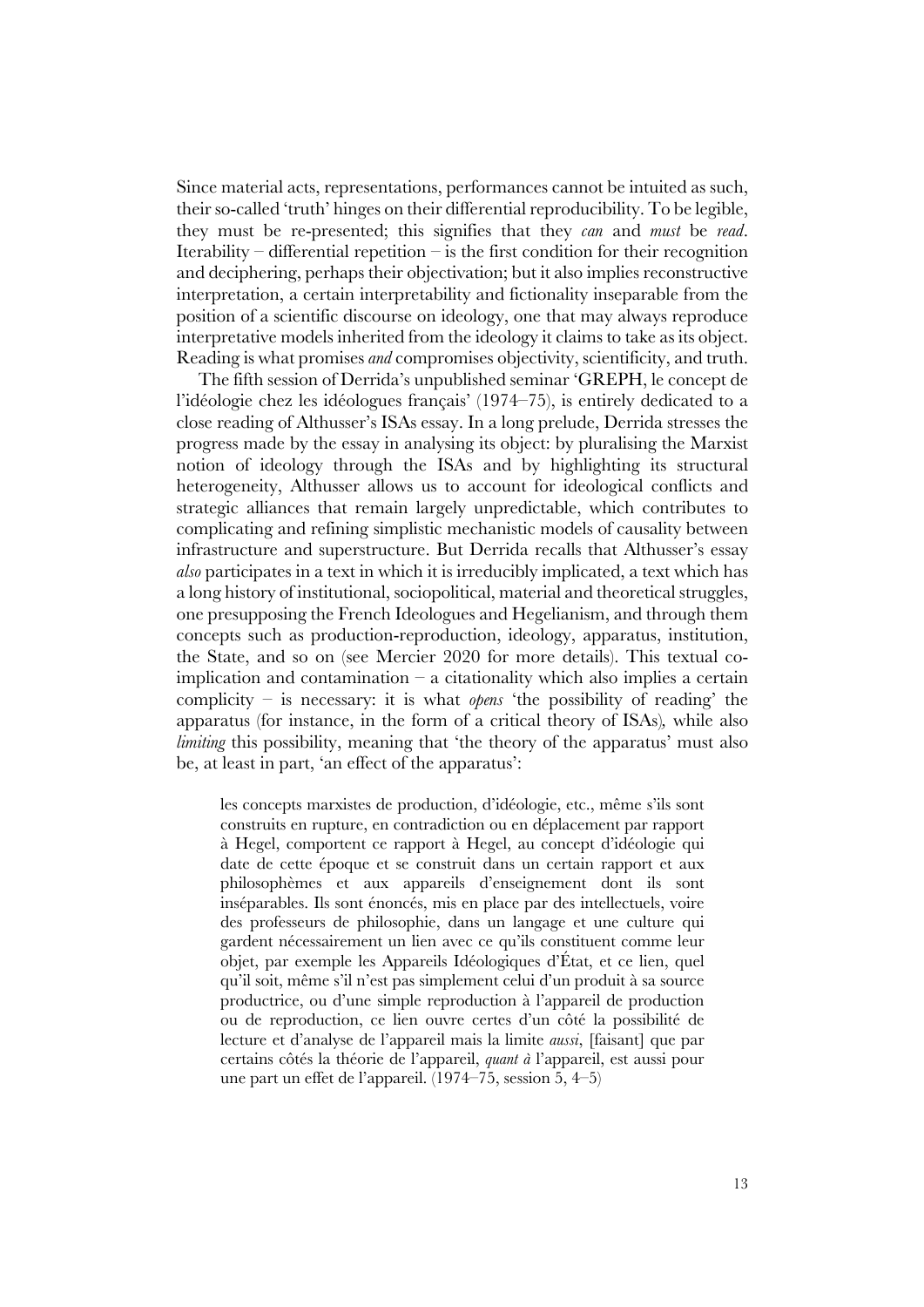Since material acts, representations, performances cannot be intuited as such, their so-called 'truth' hinges on their differential reproducibility. To be legible, they must be re-presented; this signifies that they *can* and *must* be *read*. Iterability – differential repetition – is the first condition for their recognition and deciphering, perhaps their objectivation; but it also implies reconstructive interpretation, a certain interpretability and fictionality inseparable from the position of a scientific discourse on ideology, one that may always reproduce interpretative models inherited from the ideology it claims to take as its object. Reading is what promises *and* compromises objectivity, scientificity, and truth.

The fifth session of Derrida's unpublished seminar 'GREPH, le concept de l'idéologie chez les idéologues français' (1974–75), is entirely dedicated to a close reading of Althusser's ISAs essay. In a long prelude, Derrida stresses the progress made by the essay in analysing its object: by pluralising the Marxist notion of ideology through the ISAs and by highlighting its structural heterogeneity, Althusser allows us to account for ideological conflicts and strategic alliances that remain largely unpredictable, which contributes to complicating and refining simplistic mechanistic models of causality between infrastructure and superstructure. But Derrida recalls that Althusser's essay *also* participates in a text in which it is irreducibly implicated, a text which has a long history of institutional, sociopolitical, material and theoretical struggles, one presupposing the French Ideologues and Hegelianism, and through them concepts such as production-reproduction, ideology, apparatus, institution, the State, and so on (see Mercier 2020 for more details). This textual co-implication and contamination – a citationality which also implies a certain complicity – is necessary: it is what *opens* 'the possibility of reading' the apparatus (for instance, in the form of a critical theory of ISAs), while also *limiting* this possibility, meaning that 'the theory of the apparatus' must also be, at least in part, 'an effect of the apparatus':

> les concepts marxistes de production, d'idéologie, etc., même s'ils sont construits en rupture, en contradiction ou en déplacement par rapport à Hegel, comportent ce rapport à Hegel, au concept d'idéologie qui date de cette époque et se construit dans un certain rapport et aux philosophèmes et aux appareils d'enseignement dont ils sont inséparables. Ils sont énoncés, mis en place par des intellectuels, voire des professeurs de philosophie, dans un langage et une culture qui gardent nécessairement un lien avec ce qu'ils constituent comme leur objet, par exemple les Appareils Idéologiques d'État, et ce lien, quel qu'il soit, même s'il n'est pas simplement celui d'un produit à sa source productrice, ou d'une simple reproduction à l'appareil de production ou de reproduction, ce lien ouvre certes d'un côté la possibilité de lecture et d'analyse de l'appareil mais la limite *aussi*, [faisant] que par certains côtés la théorie de l'appareil, *quant à* l'appareil, est aussi pour une part un effet de l'appareil. (1974–75, session 5, 4–5)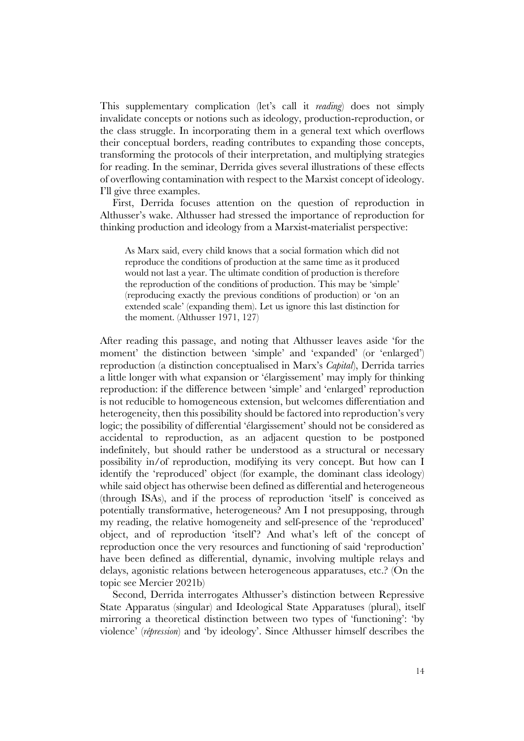This supplementary complication (let's call it *reading*) does not simply invalidate concepts or notions such as ideology, production-reproduction, or the class struggle. In incorporating them in a general text which overflows their conceptual borders, reading contributes to expanding those concepts, transforming the protocols of their interpretation, and multiplying strategies for reading. In the seminar, Derrida gives several illustrations of these effects of overflowing contamination with respect to the Marxist concept of ideology. I'll give three examples.

First, Derrida focuses attention on the question of reproduction in Althusser's wake. Althusser had stressed the importance of reproduction for thinking production and ideology from a Marxist-materialist perspective:

> As Marx said, every child knows that a social formation which did not reproduce the conditions of production at the same time as it produced would not last a year. The ultimate condition of production is therefore the reproduction of the conditions of production. This may be 'simple' (reproducing exactly the previous conditions of production) or 'on an extended scale' (expanding them). Let us ignore this last distinction for the moment. (Althusser 1971, 127)

After reading this passage, and noting that Althusser leaves aside 'for the moment' the distinction between 'simple' and 'expanded' (or 'enlarged') reproduction (a distinction conceptualised in Marx's *Capital*), Derrida tarries a little longer with what expansion or 'élargissement' may imply for thinking reproduction: if the difference between 'simple' and 'enlarged' reproduction is not reducible to homogeneous extension, but welcomes differentiation and heterogeneity, then this possibility should be factored into reproduction's very logic; the possibility of differential 'élargissement' should not be considered as accidental to reproduction, as an adjacent question to be postponed indefinitely, but should rather be understood as a structural or necessary possibility in/of reproduction, modifying its very concept. But how can I identify the 'reproduced' object (for example, the dominant class ideology) while said object has otherwise been defined as differential and heterogeneous (through ISAs), and if the process of reproduction 'itself' is conceived as potentially transformative, heterogeneous? Am I not presupposing, through my reading, the relative homogeneity and self-presence of the 'reproduced' object, and of reproduction 'itself'? And what's left of the concept of reproduction once the very resources and functioning of said 'reproduction' have been defined as differential, dynamic, involving multiple relays and delays, agonistic relations between heterogeneous apparatuses, etc.? (On the topic see Mercier 2021b)

Second, Derrida interrogates Althusser's distinction between Repressive State Apparatus (singular) and Ideological State Apparatuses (plural), itself mirroring a theoretical distinction between two types of 'functioning': 'by violence' (*répression*) and 'by ideology'. Since Althusser himself describes the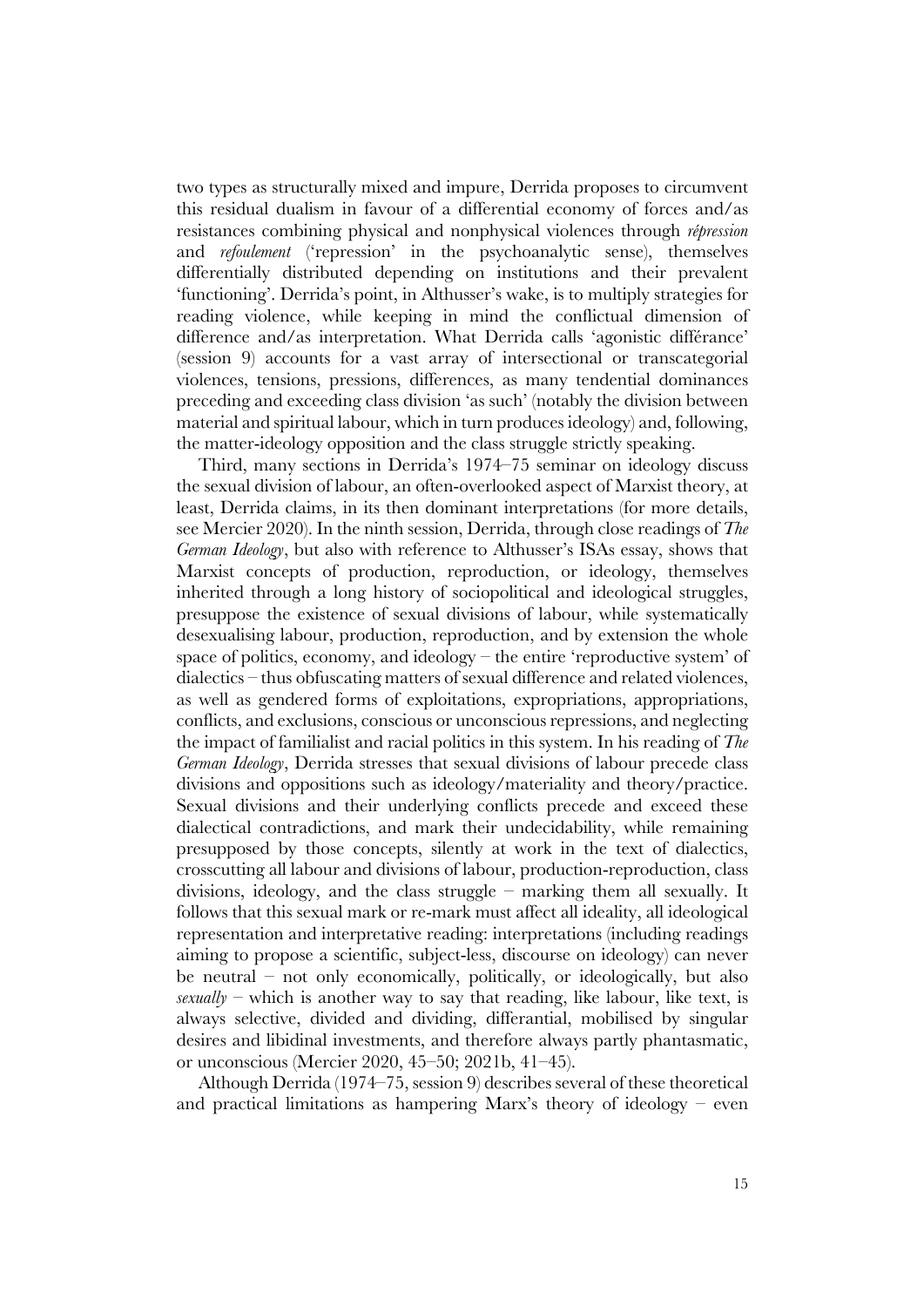two types as structurally mixed and impure, Derrida proposes to circumvent this residual dualism in favour of a differential economy of forces and/as resistances combining physical and nonphysical violences through *répression* and *refoulement* ('repression' in the psychoanalytic sense), themselves differentially distributed depending on institutions and their prevalent 'functioning'. Derrida's point, in Althusser's wake, is to multiply strategies for reading violence, while keeping in mind the conflictual dimension of difference and/as interpretation. What Derrida calls 'agonistic différance' (session 9) accounts for a vast array of intersectional or transcategorial violences, tensions, pressions, differences, as many tendential dominances preceding and exceeding class division 'as such' (notably the division between material and spiritual labour, which in turn produces ideology) and, following, the matter-ideology opposition and the class struggle strictly speaking.

Third, many sections in Derrida's 1974–75 seminar on ideology discuss the sexual division of labour, an often-overlooked aspect of Marxist theory, at least, Derrida claims, in its then dominant interpretations (for more details, see Mercier 2020). In the ninth session, Derrida, through close readings of *The German Ideology*, but also with reference to Althusser's ISAs essay, shows that Marxist concepts of production, reproduction, or ideology, themselves inherited through a long history of sociopolitical and ideological struggles, presuppose the existence of sexual divisions of labour, while systematically desexualising labour, production, reproduction, and by extension the whole space of politics, economy, and ideology – the entire 'reproductive system' of dialectics – thus obfuscating matters of sexual difference and related violences, as well as gendered forms of exploitations, expropriations, appropriations, conflicts, and exclusions, conscious or unconscious repressions, and neglecting the impact of familialist and racial politics in this system. In his reading of *The German Ideology*, Derrida stresses that sexual divisions of labour precede class divisions and oppositions such as ideology/materiality and theory/practice. Sexual divisions and their underlying conflicts precede and exceed these dialectical contradictions, and mark their undecidability, while remaining presupposed by those concepts, silently at work in the text of dialectics, crosscutting all labour and divisions of labour, production-reproduction, class divisions, ideology, and the class struggle – marking them all sexually. It follows that this sexual mark or re-mark must affect all ideality, all ideological representation and interpretative reading: interpretations (including readings aiming to propose a scientific, subject-less, discourse on ideology) can never be neutral – not only economically, politically, or ideologically, but also *sexually* – which is another way to say that reading, like labour, like text, is always selective, divided and dividing, differantial, mobilised by singular desires and libidinal investments, and therefore always partly phantasmatic, or unconscious (Mercier 2020, 45–50; 2021b, 41–45).

Although Derrida (1974–75, session 9) describes several of these theoretical and practical limitations as hampering Marx's theory of ideology – even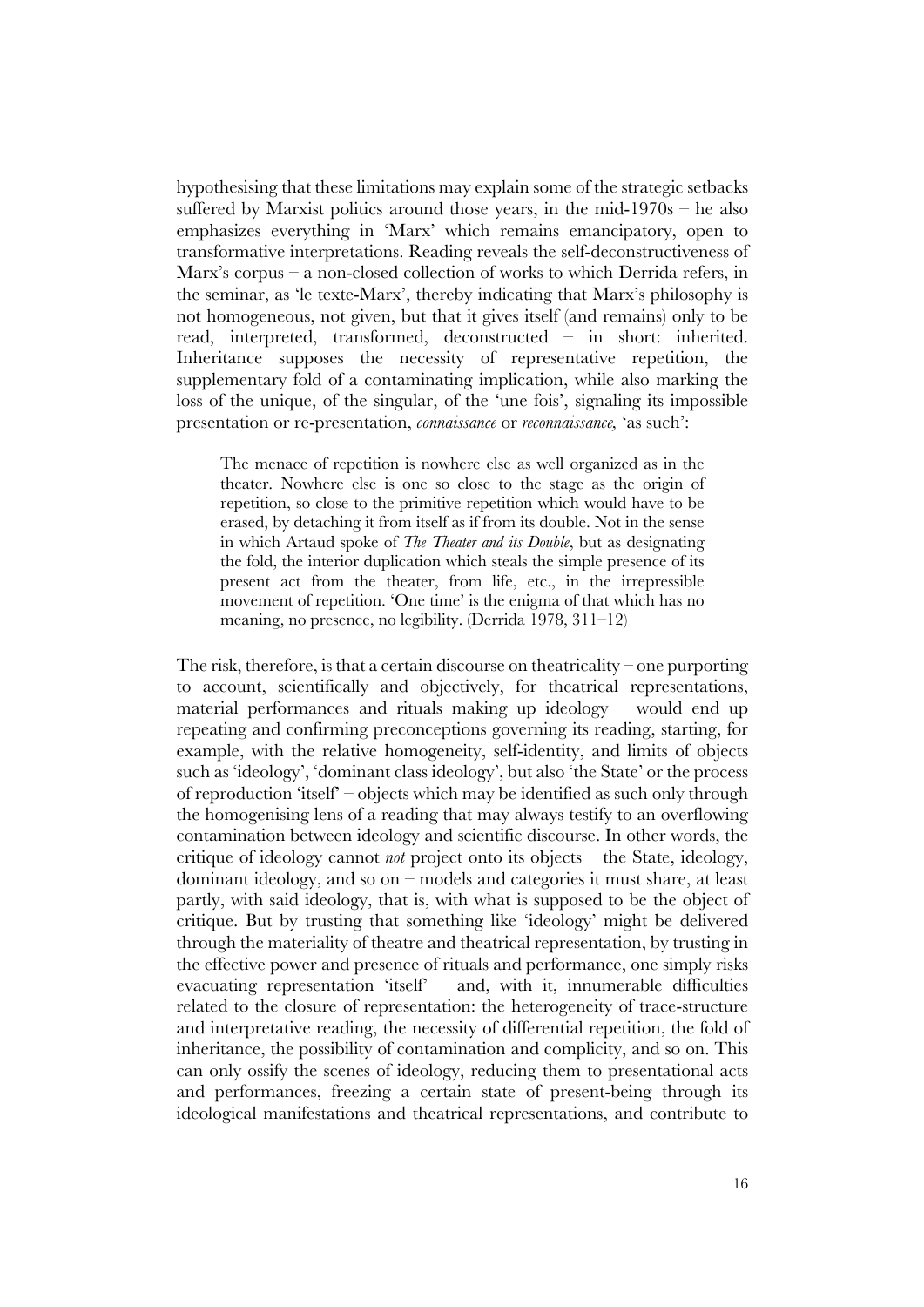hypothesising that these limitations may explain some of the strategic setbacks suffered by Marxist politics around those years, in the mid-1970s – he also emphasizes everything in 'Marx' which remains emancipatory, open to transformative interpretations. Reading reveals the self-deconstructiveness of Marx's corpus – a non-closed collection of works to which Derrida refers, in the seminar, as 'le texte-Marx', thereby indicating that Marx's philosophy is not homogeneous, not given, but that it gives itself (and remains) only to be read, interpreted, transformed, deconstructed – in short: inherited. Inheritance supposes the necessity of representative repetition, the supplementary fold of a contaminating implication, while also marking the loss of the unique, of the singular, of the 'une fois', signaling its impossible presentation or re-presentation, *connaissance* or *reconnaissance,* 'as such':

> The menace of repetition is nowhere else as well organized as in the theater. Nowhere else is one so close to the stage as the origin of repetition, so close to the primitive repetition which would have to be erased, by detaching it from itself as if from its double. Not in the sense in which Artaud spoke of *The Theater and its Double*, but as designating the fold, the interior duplication which steals the simple presence of its present act from the theater, from life, etc., in the irrepressible movement of repetition. 'One time' is the enigma of that which has no meaning, no presence, no legibility. (Derrida 1978, 311–12)

The risk, therefore, is that a certain discourse on theatricality – one purporting to account, scientifically and objectively, for theatrical representations, material performances and rituals making up ideology – would end up repeating and confirming preconceptions governing its reading, starting, for example, with the relative homogeneity, self-identity, and limits of objects such as 'ideology', 'dominant class ideology', but also 'the State' or the process of reproduction 'itself' – objects which may be identified as such only through the homogenising lens of a reading that may always testify to an overflowing contamination between ideology and scientific discourse. In other words, the critique of ideology cannot *not* project onto its objects – the State, ideology, dominant ideology, and so on – models and categories it must share, at least partly, with said ideology, that is, with what is supposed to be the object of critique. But by trusting that something like 'ideology' might be delivered through the materiality of theatre and theatrical representation, by trusting in the effective power and presence of rituals and performance, one simply risks evacuating representation 'itself' – and, with it, innumerable difficulties related to the closure of representation: the heterogeneity of trace-structure and interpretative reading, the necessity of differential repetition, the fold of inheritance, the possibility of contamination and complicity, and so on. This can only ossify the scenes of ideology, reducing them to presentational acts and performances, freezing a certain state of present-being through its ideological manifestations and theatrical representations, and contribute to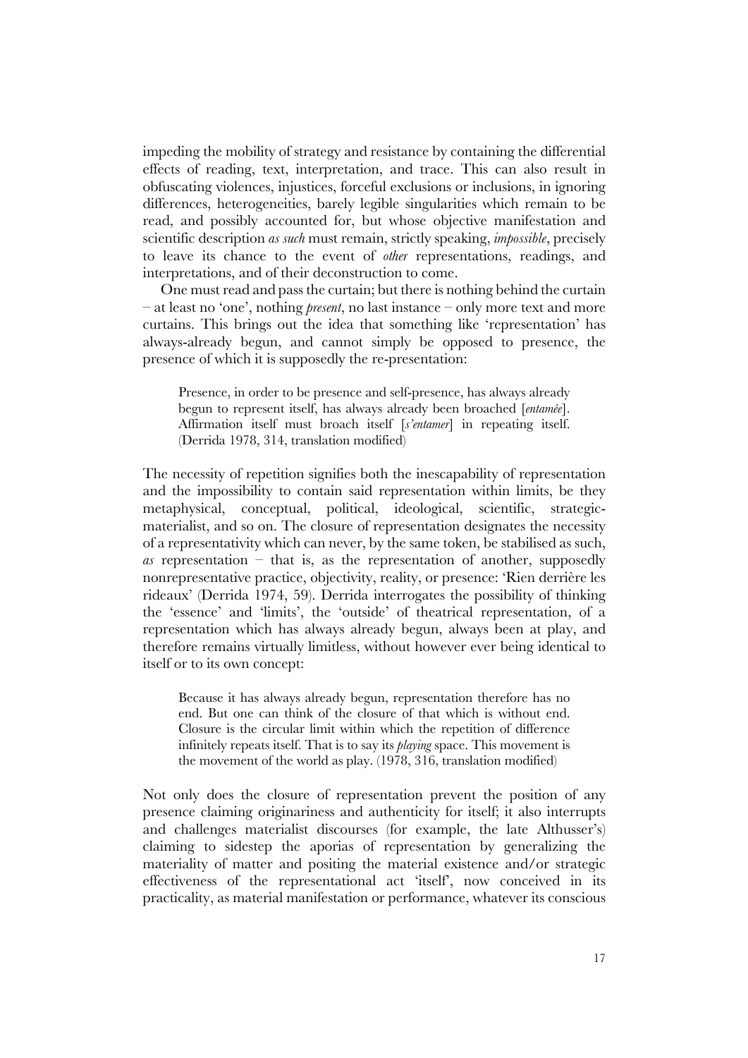impeding the mobility of strategy and resistance by containing the differential effects of reading, text, interpretation, and trace. This can also result in obfuscating violences, injustices, forceful exclusions or inclusions, in ignoring differences, heterogeneities, barely legible singularities which remain to be read, and possibly accounted for, but whose objective manifestation and scientific description *as such* must remain, strictly speaking, *impossible*, precisely to leave its chance to the event of *other* representations, readings, and interpretations, and of their deconstruction to come.

One must read and pass the curtain; but there is nothing behind the curtain – at least no 'one', nothing *present*, no last instance – only more text and more curtains. This brings out the idea that something like 'representation' has always-already begun, and cannot simply be opposed to presence, the presence of which it is supposedly the re-presentation:

> Presence, in order to be presence and self-presence, has always already begun to represent itself, has always already been broached [*entamée*]. Affirmation itself must broach itself [*s'entamer*] in repeating itself. (Derrida 1978, 314, translation modified)

The necessity of repetition signifies both the inescapability of representation and the impossibility to contain said representation within limits, be they metaphysical, conceptual, political, ideological, scientific, strategic-materialist, and so on. The closure of representation designates the necessity of a representativity which can never, by the same token, be stabilised as such, *as* representation – that is, as the representation of another, supposedly nonrepresentative practice, objectivity, reality, or presence: 'Rien derrière les rideaux' (Derrida 1974, 59). Derrida interrogates the possibility of thinking the 'essence' and 'limits', the 'outside' of theatrical representation, of a representation which has always already begun, always been at play, and therefore remains virtually limitless, without however ever being identical to itself or to its own concept:

> Because it has always already begun, representation therefore has no end. But one can think of the closure of that which is without end. Closure is the circular limit within which the repetition of difference infinitely repeats itself. That is to say its *playing* space. This movement is the movement of the world as play. (1978, 316, translation modified)

Not only does the closure of representation prevent the position of any presence claiming originariness and authenticity for itself; it also interrupts and challenges materialist discourses (for example, the late Althusser's) claiming to sidestep the aporias of representation by generalizing the materiality of matter and positing the material existence and/or strategic effectiveness of the representational act 'itself', now conceived in its practicality, as material manifestation or performance, whatever its conscious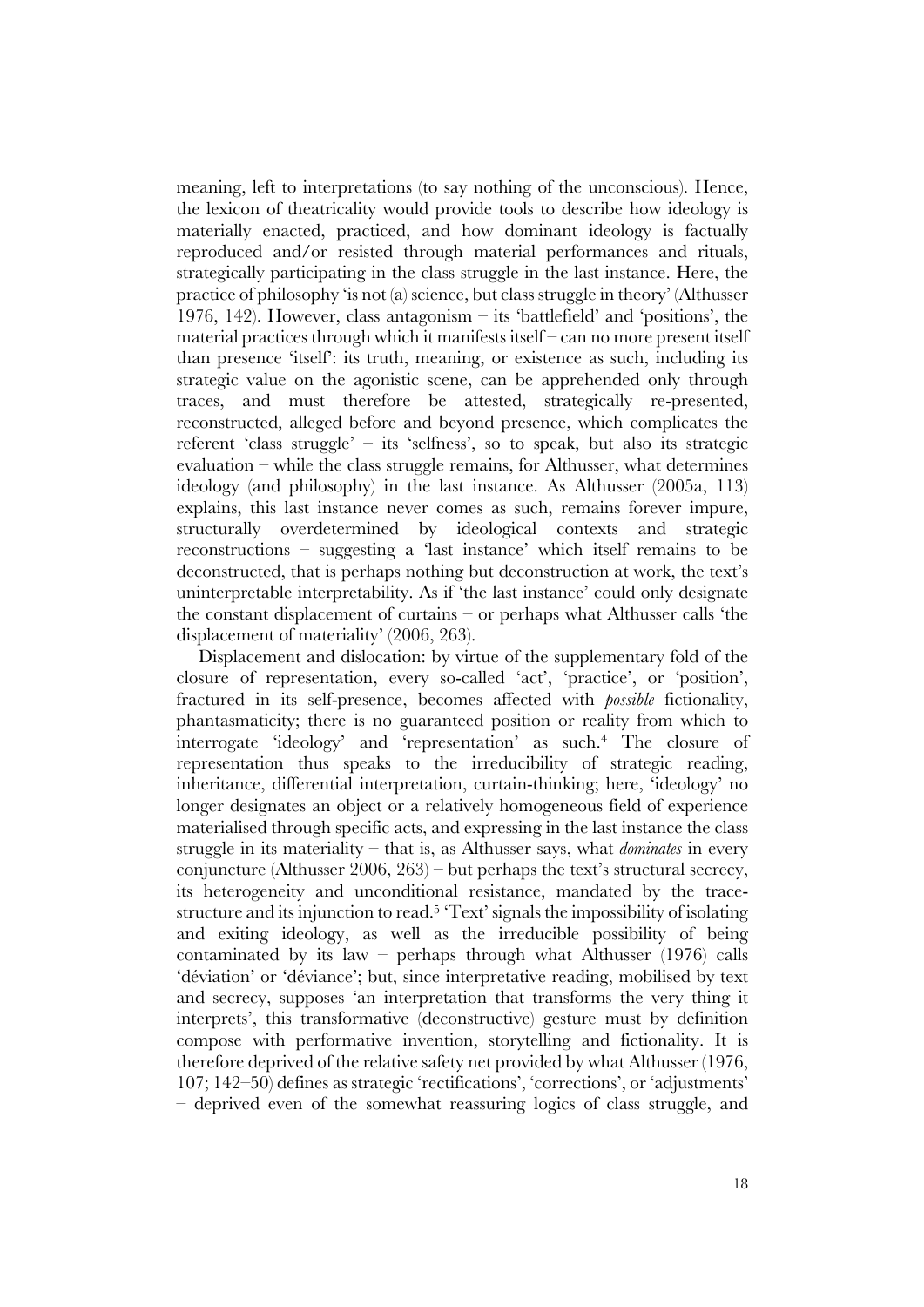meaning, left to interpretations (to say nothing of the unconscious). Hence, the lexicon of theatricality would provide tools to describe how ideology is materially enacted, practiced, and how dominant ideology is factually reproduced and/or resisted through material performances and rituals, strategically participating in the class struggle in the last instance. Here, the practice of philosophy 'is not (a) science, but class struggle in theory' (Althusser 1976, 142). However, class antagonism – its 'battlefield' and 'positions', the material practices through which it manifests itself – can no more present itself than presence 'itself': its truth, meaning, or existence as such, including its strategic value on the agonistic scene, can be apprehended only through traces, and must therefore be attested, strategically re-presented, reconstructed, alleged before and beyond presence, which complicates the referent 'class struggle' – its 'selfness', so to speak, but also its strategic evaluation – while the class struggle remains, for Althusser, what determines ideology (and philosophy) in the last instance. As Althusser (2005a, 113) explains, this last instance never comes as such, remains forever impure, structurally overdetermined by ideological contexts and strategic reconstructions – suggesting a 'last instance' which itself remains to be deconstructed, that is perhaps nothing but deconstruction at work, the text's uninterpretable interpretability. As if 'the last instance' could only designate the constant displacement of curtains – or perhaps what Althusser calls 'the displacement of materiality' (2006, 263).

Displacement and dislocation: by virtue of the supplementary fold of the closure of representation, every so-called 'act', 'practice', or 'position', fractured in its self-presence, becomes affected with *possible* fictionality, phantasmaticity; there is no guaranteed position or reality from which to interrogate 'ideology' and 'representation' as such.[4] The closure of representation thus speaks to the irreducibility of strategic reading, inheritance, differential interpretation, curtain-thinking; here, 'ideology' no longer designates an object or a relatively homogeneous field of experience materialised through specific acts, and expressing in the last instance the class struggle in its materiality – that is, as Althusser says, what *dominates* in every conjuncture (Althusser 2006, 263) – but perhaps the text's structural secrecy, its heterogeneity and unconditional resistance, mandated by the trace-structure and its injunction to read.[5] 'Text' signals the impossibility of isolating and exiting ideology, as well as the irreducible possibility of being contaminated by its law – perhaps through what Althusser (1976) calls 'déviation' or 'déviance'; but, since interpretative reading, mobilised by text and secrecy, supposes 'an interpretation that transforms the very thing it interprets', this transformative (deconstructive) gesture must by definition compose with performative invention, storytelling and fictionality. It is therefore deprived of the relative safety net provided by what Althusser (1976, 107; 142–50) defines as strategic 'rectifications', 'corrections', or 'adjustments' – deprived even of the somewhat reassuring logics of class struggle, and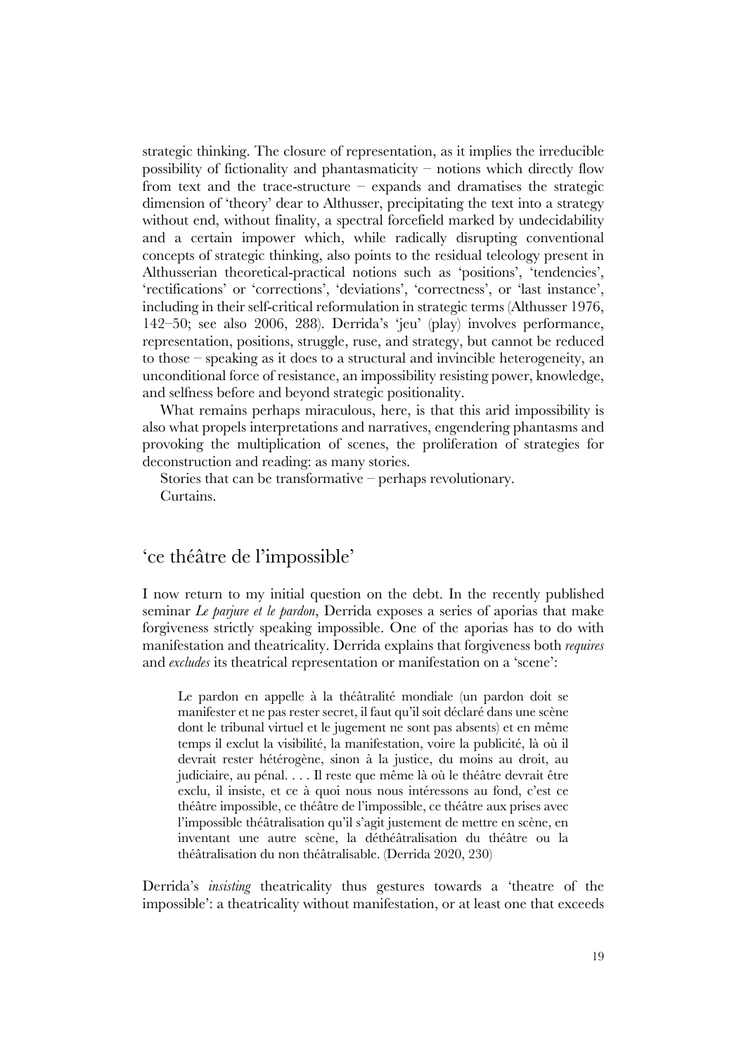strategic thinking. The closure of representation, as it implies the irreducible possibility of fictionality and phantasmaticity – notions which directly flow from text and the trace-structure – expands and dramatises the strategic dimension of 'theory' dear to Althusser, precipitating the text into a strategy without end, without finality, a spectral forcefield marked by undecidability and a certain impower which, while radically disrupting conventional concepts of strategic thinking, also points to the residual teleology present in Althusserian theoretical-practical notions such as 'positions', 'tendencies', 'rectifications' or 'corrections', 'deviations', 'correctness', or 'last instance', including in their self-critical reformulation in strategic terms (Althusser 1976, 142–50; see also 2006, 288). Derrida's 'jeu' (play) involves performance, representation, positions, struggle, ruse, and strategy, but cannot be reduced to those – speaking as it does to a structural and invincible heterogeneity, an unconditional force of resistance, an impossibility resisting power, knowledge, and selfness before and beyond strategic positionality.

What remains perhaps miraculous, here, is that this arid impossibility is also what propels interpretations and narratives, engendering phantasms and provoking the multiplication of scenes, the proliferation of strategies for deconstruction and reading: as many stories.

Stories that can be transformative – perhaps revolutionary.

Curtains.

## 'ce théâtre de l'impossible'

I now return to my initial question on the debt. In the recently published seminar *Le parjure et le pardon*, Derrida exposes a series of aporias that make forgiveness strictly speaking impossible. One of the aporias has to do with manifestation and theatricality. Derrida explains that forgiveness both *requires* and *excludes* its theatrical representation or manifestation on a 'scene':

> Le pardon en appelle à la théâtralité mondiale (un pardon doit se manifester et ne pas rester secret, il faut qu'il soit déclaré dans une scène dont le tribunal virtuel et le jugement ne sont pas absents) et en même temps il exclut la visibilité, la manifestation, voire la publicité, là où il devrait rester hétérogène, sinon à la justice, du moins au droit, au judiciaire, au pénal. . . . Il reste que même là où le théâtre devrait être exclu, il insiste, et ce à quoi nous nous intéressons au fond, c'est ce théâtre impossible, ce théâtre de l'impossible, ce théâtre aux prises avec l'impossible théâtralisation qu'il s'agit justement de mettre en scène, en inventant une autre scène, la déthéâtralisation du théâtre ou la théâtralisation du non théâtralisable. (Derrida 2020, 230)

Derrida's *insisting* theatricality thus gestures towards a 'theatre of the impossible': a theatricality without manifestation, or at least one that exceeds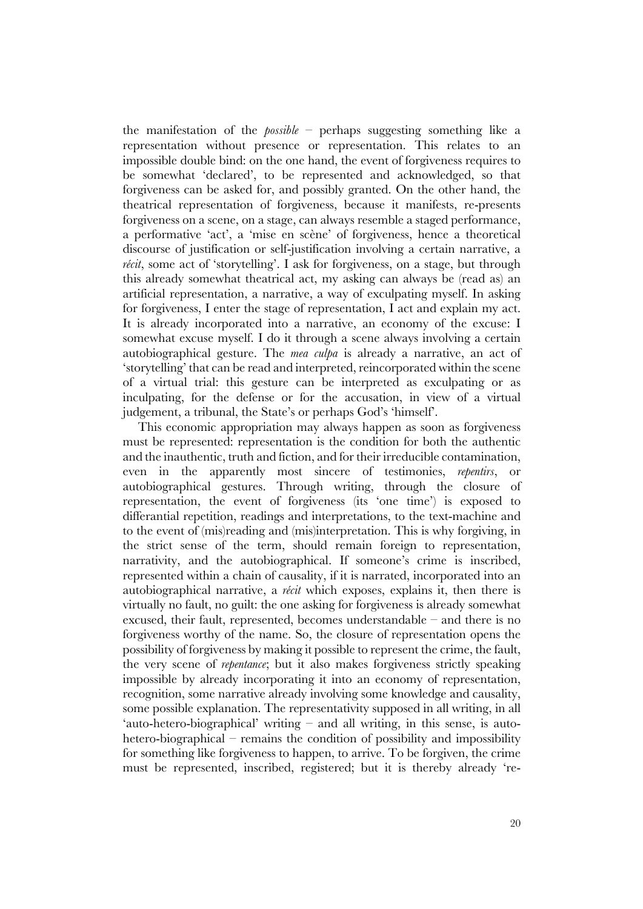the manifestation of the *possible* – perhaps suggesting something like a representation without presence or representation. This relates to an impossible double bind: on the one hand, the event of forgiveness requires to be somewhat 'declared', to be represented and acknowledged, so that forgiveness can be asked for, and possibly granted. On the other hand, the theatrical representation of forgiveness, because it manifests, re-presents forgiveness on a scene, on a stage, can always resemble a staged performance, a performative 'act', a 'mise en scène' of forgiveness, hence a theoretical discourse of justification or self-justification involving a certain narrative, a *récit*, some act of 'storytelling'. I ask for forgiveness, on a stage, but through this already somewhat theatrical act, my asking can always be (read as) an artificial representation, a narrative, a way of exculpating myself. In asking for forgiveness, I enter the stage of representation, I act and explain my act. It is already incorporated into a narrative, an economy of the excuse: I somewhat excuse myself. I do it through a scene always involving a certain autobiographical gesture. The *mea culpa* is already a narrative, an act of 'storytelling' that can be read and interpreted, reincorporated within the scene of a virtual trial: this gesture can be interpreted as exculpating or as inculpating, for the defense or for the accusation, in view of a virtual judgement, a tribunal, the State's or perhaps God's 'himself'.

This economic appropriation may always happen as soon as forgiveness must be represented: representation is the condition for both the authentic and the inauthentic, truth and fiction, and for their irreducible contamination, even in the apparently most sincere of testimonies, *repentirs*, or autobiographical gestures. Through writing, through the closure of representation, the event of forgiveness (its 'one time') is exposed to differantial repetition, readings and interpretations, to the text-machine and to the event of (mis)reading and (mis)interpretation. This is why forgiving, in the strict sense of the term, should remain foreign to representation, narrativity, and the autobiographical. If someone's crime is inscribed, represented within a chain of causality, if it is narrated, incorporated into an autobiographical narrative, a *récit* which exposes, explains it, then there is virtually no fault, no guilt: the one asking for forgiveness is already somewhat excused, their fault, represented, becomes understandable – and there is no forgiveness worthy of the name. So, the closure of representation opens the possibility of forgiveness by making it possible to represent the crime, the fault, the very scene of *repentance*; but it also makes forgiveness strictly speaking impossible by already incorporating it into an economy of representation, recognition, some narrative already involving some knowledge and causality, some possible explanation. The representativity supposed in all writing, in all 'auto-hetero-biographical' writing – and all writing, in this sense, is auto-hetero-biographical – remains the condition of possibility and impossibility for something like forgiveness to happen, to arrive. To be forgiven, the crime must be represented, inscribed, registered; but it is thereby already 're-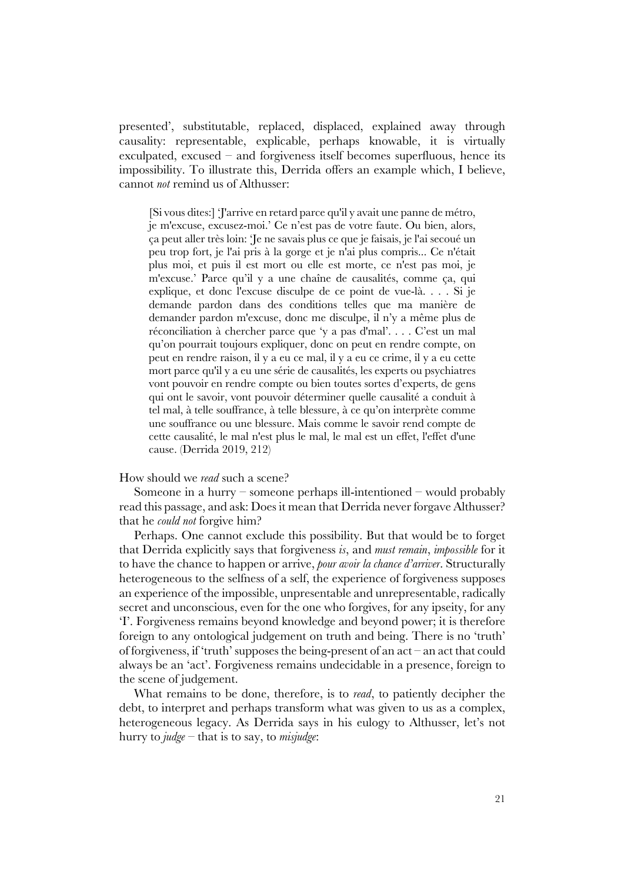presented', substitutable, replaced, displaced, explained away through causality: representable, explicable, perhaps knowable, it is virtually exculpated, excused – and forgiveness itself becomes superfluous, hence its impossibility. To illustrate this, Derrida offers an example which, I believe, cannot *not* remind us of Althusser:

> [Si vous dites:] 'J'arrive en retard parce qu'il y avait une panne de métro, je m'excuse, excusez-moi.' Ce n'est pas de votre faute. Ou bien, alors, ça peut aller très loin: 'Je ne savais plus ce que je faisais, je l'ai secoué un peu trop fort, je l'ai pris à la gorge et je n'ai plus compris... Ce n'était plus moi, et puis il est mort ou elle est morte, ce n'est pas moi, je m'excuse.' Parce qu'il y a une chaîne de causalités, comme ça, qui explique, et donc l'excuse disculpe de ce point de vue-là. . . . Si je demande pardon dans des conditions telles que ma manière de demander pardon m'excuse, donc me disculpe, il n'y a même plus de réconciliation à chercher parce que 'y a pas d'mal'. . . . C'est un mal qu'on pourrait toujours expliquer, donc on peut en rendre compte, on peut en rendre raison, il y a eu ce mal, il y a eu ce crime, il y a eu cette mort parce qu'il y a eu une série de causalités, les experts ou psychiatres vont pouvoir en rendre compte ou bien toutes sortes d'experts, de gens qui ont le savoir, vont pouvoir déterminer quelle causalité a conduit à tel mal, à telle souffrance, à telle blessure, à ce qu'on interprète comme une souffrance ou une blessure. Mais comme le savoir rend compte de cette causalité, le mal n'est plus le mal, le mal est un effet, l'effet d'une cause. (Derrida 2019, 212)

How should we *read* such a scene?

Someone in a hurry – someone perhaps ill-intentioned – would probably read this passage, and ask: Does it mean that Derrida never forgave Althusser? that he *could not* forgive him?

Perhaps. One cannot exclude this possibility. But that would be to forget that Derrida explicitly says that forgiveness *is*, and *must remain*, *impossible* for it to have the chance to happen or arrive, *pour avoir la chance d'arriver*. Structurally heterogeneous to the selfness of a self, the experience of forgiveness supposes an experience of the impossible, unpresentable and unrepresentable, radically secret and unconscious, even for the one who forgives, for any ipseity, for any 'I'. Forgiveness remains beyond knowledge and beyond power; it is therefore foreign to any ontological judgement on truth and being. There is no 'truth' of forgiveness, if 'truth' supposes the being-present of an act – an act that could always be an 'act'. Forgiveness remains undecidable in a presence, foreign to the scene of judgement.

What remains to be done, therefore, is to *read*, to patiently decipher the debt, to interpret and perhaps transform what was given to us as a complex, heterogeneous legacy. As Derrida says in his eulogy to Althusser, let's not hurry to *judge* – that is to say, to *misjudge*: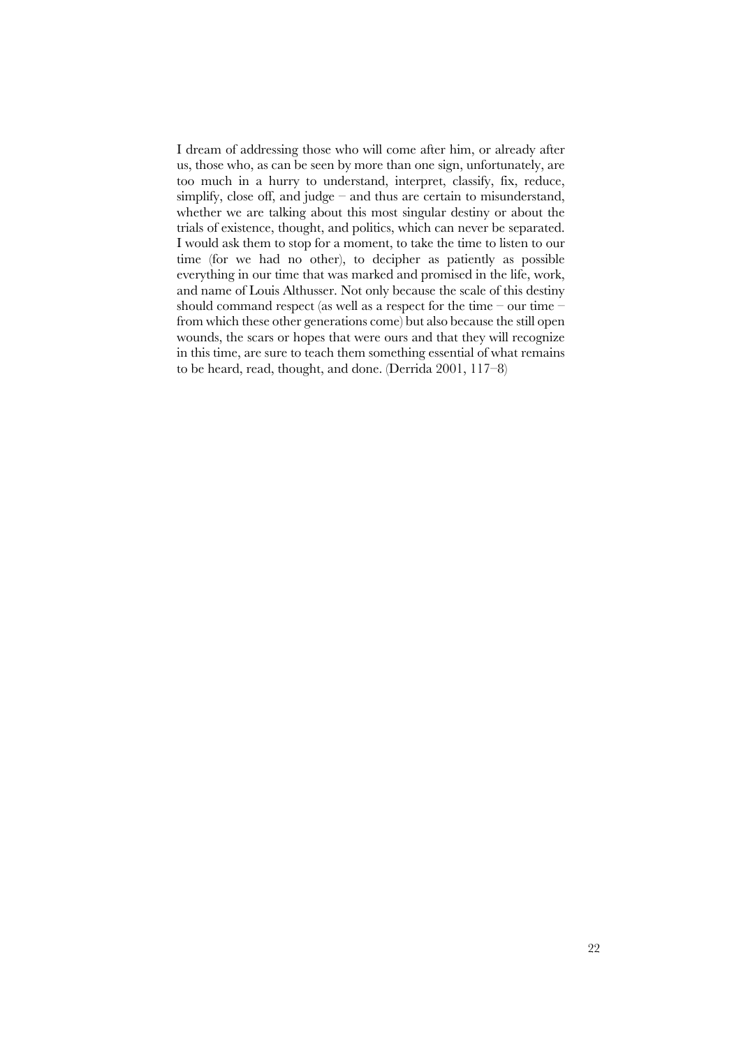I dream of addressing those who will come after him, or already after us, those who, as can be seen by more than one sign, unfortunately, are too much in a hurry to understand, interpret, classify, fix, reduce, simplify, close off, and judge – and thus are certain to misunderstand, whether we are talking about this most singular destiny or about the trials of existence, thought, and politics, which can never be separated. I would ask them to stop for a moment, to take the time to listen to our time (for we had no other), to decipher as patiently as possible everything in our time that was marked and promised in the life, work, and name of Louis Althusser. Not only because the scale of this destiny should command respect (as well as a respect for the time – our time – from which these other generations come) but also because the still open wounds, the scars or hopes that were ours and that they will recognize in this time, are sure to teach them something essential of what remains to be heard, read, thought, and done. (Derrida 2001, 117–8)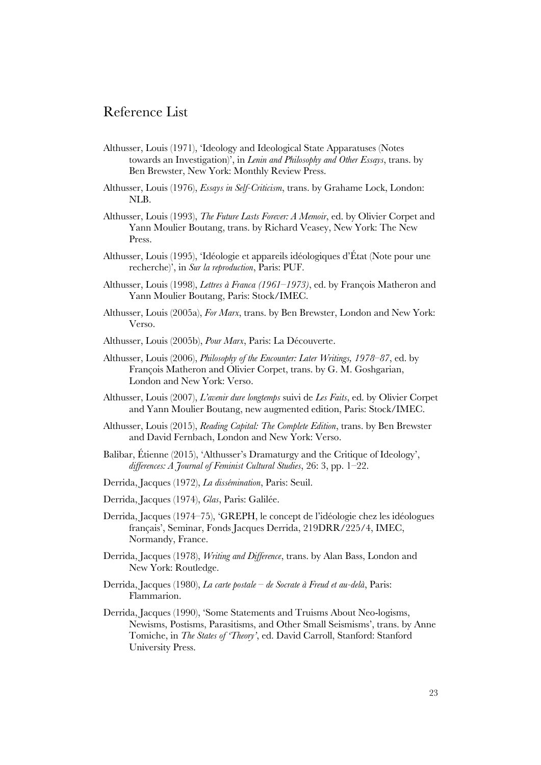# Reference List

Althusser, Louis (1971), 'Ideology and Ideological State Apparatuses (Notes towards an Investigation)', in *Lenin and Philosophy and Other Essays*, trans. by Ben Brewster, New York: Monthly Review Press.

Althusser, Louis (1976), *Essays in Self-Criticism*, trans. by Grahame Lock, London: NLB.

Althusser, Louis (1993), *The Future Lasts Forever: A Memoir*, ed. by Olivier Corpet and Yann Moulier Boutang, trans. by Richard Veasey, New York: The New Press.

Althusser, Louis (1995), 'Idéologie et appareils idéologiques d'État (Note pour une recherche)', in *Sur la reproduction*, Paris: PUF.

Althusser, Louis (1998), *Lettres à Franca (1961–1973)*, ed. by François Matheron and Yann Moulier Boutang, Paris: Stock/IMEC.

Althusser, Louis (2005a), *For Marx*, trans. by Ben Brewster, London and New York: Verso.

Althusser, Louis (2005b), *Pour Marx*, Paris: La Découverte.

Althusser, Louis (2006), *Philosophy of the Encounter: Later Writings, 1978–87*, ed. by François Matheron and Olivier Corpet, trans. by G. M. Goshgarian, London and New York: Verso.

Althusser, Louis (2007), *L'avenir dure longtemps* suivi de *Les Faits*, ed. by Olivier Corpet and Yann Moulier Boutang, new augmented edition, Paris: Stock/IMEC.

Althusser, Louis (2015), *Reading Capital: The Complete Edition*, trans. by Ben Brewster and David Fernbach, London and New York: Verso.

Balibar, Étienne (2015), 'Althusser's Dramaturgy and the Critique of Ideology', *differences: A Journal of Feminist Cultural Studies*, 26: 3, pp. 1–22.

Derrida, Jacques (1972), *La dissémination*, Paris: Seuil.

Derrida, Jacques (1974), *Glas*, Paris: Galilée.

Derrida, Jacques (1974–75), 'GREPH, le concept de l'idéologie chez les idéologues français', Seminar, Fonds Jacques Derrida, 219DRR/225/4, IMEC, Normandy, France.

Derrida, Jacques (1978), *Writing and Difference*, trans. by Alan Bass, London and New York: Routledge.

Derrida, Jacques (1980), *La carte postale – de Socrate à Freud et au-delà*, Paris: Flammarion.

Derrida, Jacques (1990), 'Some Statements and Truisms About Neo-logisms, Newisms, Postisms, Parasitisms, and Other Small Seismisms', trans. by Anne Tomiche, in *The States of 'Theory'*, ed. David Carroll, Stanford: Stanford University Press.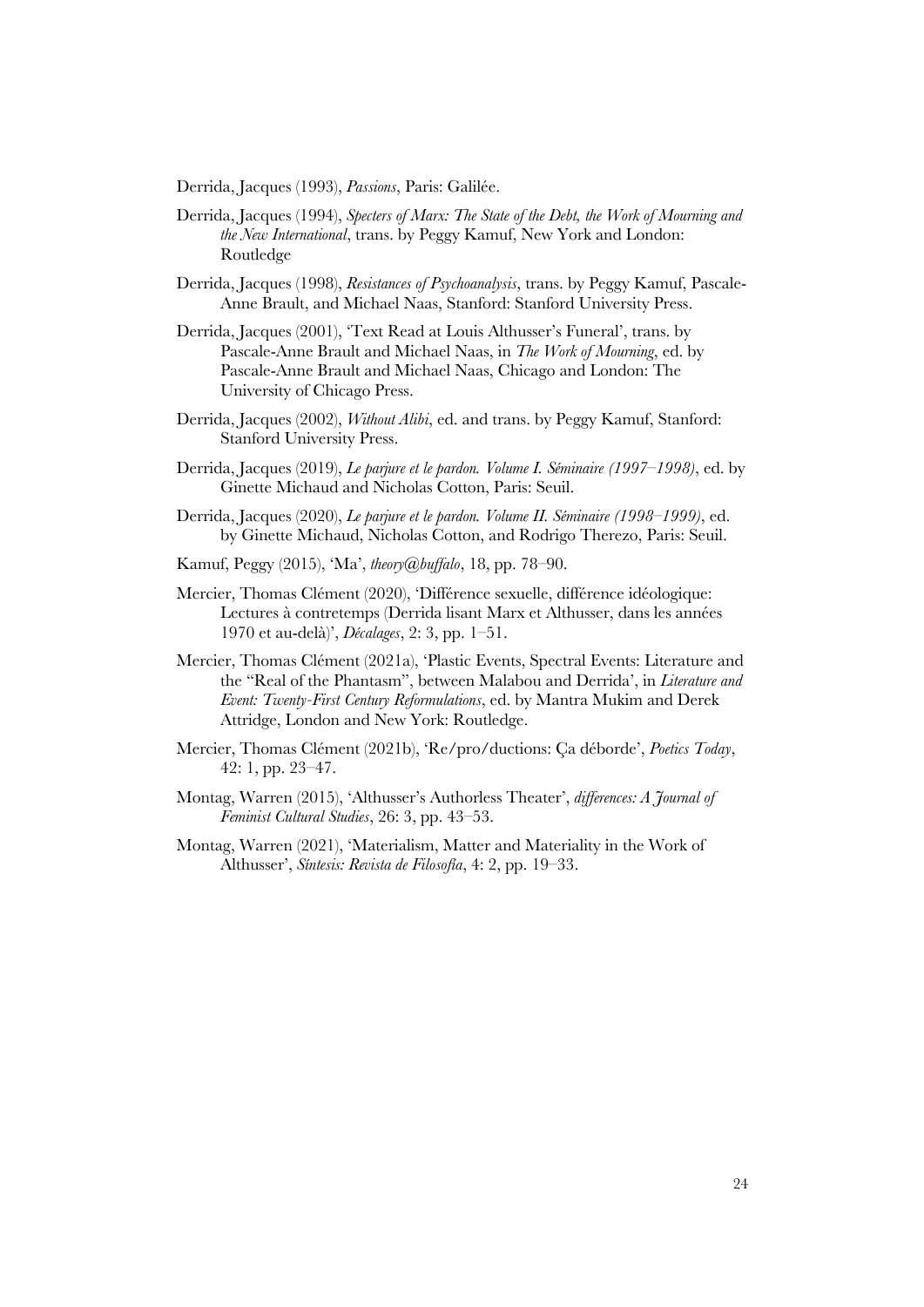Derrida, Jacques (1993), *Passions*, Paris: Galilée.

Derrida, Jacques (1994), *Specters of Marx: The State of the Debt, the Work of Mourning and the New International*, trans. by Peggy Kamuf, New York and London: Routledge

Derrida, Jacques (1998), *Resistances of Psychoanalysis*, trans. by Peggy Kamuf, Pascale-Anne Brault, and Michael Naas, Stanford: Stanford University Press.

Derrida, Jacques (2001), 'Text Read at Louis Althusser's Funeral', trans. by Pascale-Anne Brault and Michael Naas, in *The Work of Mourning*, ed. by Pascale-Anne Brault and Michael Naas, Chicago and London: The University of Chicago Press.

Derrida, Jacques (2002), *Without Alibi*, ed. and trans. by Peggy Kamuf, Stanford: Stanford University Press.

Derrida, Jacques (2019), *Le parjure et le pardon. Volume I. Séminaire (1997–1998)*, ed. by Ginette Michaud and Nicholas Cotton, Paris: Seuil.

Derrida, Jacques (2020), *Le parjure et le pardon. Volume II. Séminaire (1998–1999)*, ed. by Ginette Michaud, Nicholas Cotton, and Rodrigo Therezo, Paris: Seuil.

Kamuf, Peggy (2015), 'Ma', *theory@buffalo*, 18, pp. 78–90.

Mercier, Thomas Clément (2020), 'Différence sexuelle, différence idéologique: Lectures à contretemps (Derrida lisant Marx et Althusser, dans les années 1970 et au-delà)', *Décalages*, 2: 3, pp. 1–51.

Mercier, Thomas Clément (2021a), 'Plastic Events, Spectral Events: Literature and the "Real of the Phantasm", between Malabou and Derrida', in *Literature and Event: Twenty-First Century Reformulations*, ed. by Mantra Mukim and Derek Attridge, London and New York: Routledge.

Mercier, Thomas Clément (2021b), 'Re/pro/ductions: Ça déborde', *Poetics Today*, 42: 1, pp. 23–47.

Montag, Warren (2015), 'Althusser's Authorless Theater', *differences: A Journal of Feminist Cultural Studies*, 26: 3, pp. 43–53.

Montag, Warren (2021), 'Materialism, Matter and Materiality in the Work of Althusser', *Síntesis: Revista de Filosofía*, 4: 2, pp. 19–33.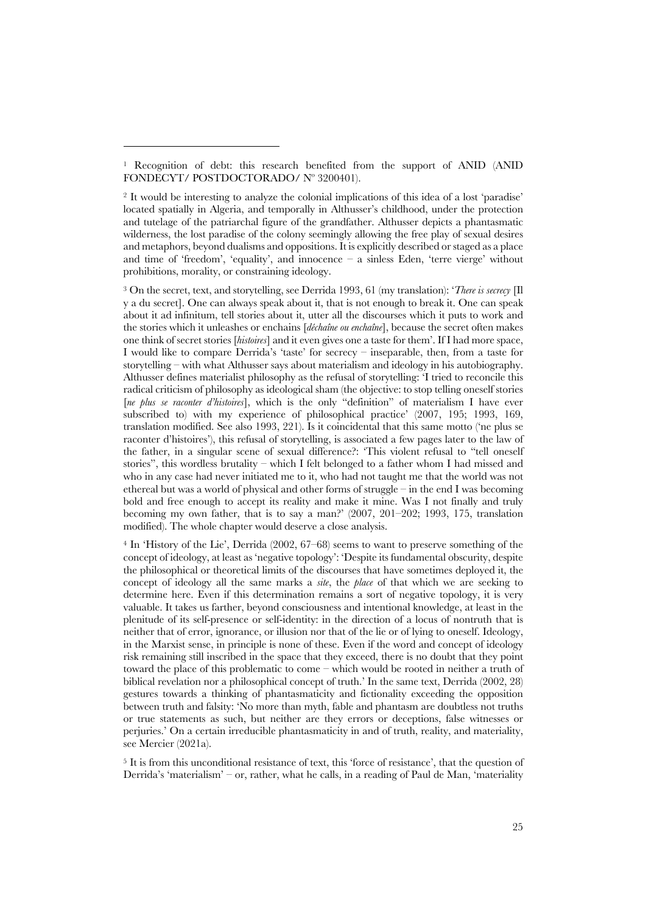[1] Recognition of debt: this research benefited from the support of ANID (ANID FONDECYT/ POSTDOCTORADO/ Nº 3200401).

[2] It would be interesting to analyze the colonial implications of this idea of a lost 'paradise' located spatially in Algeria, and temporally in Althusser's childhood, under the protection and tutelage of the patriarchal figure of the grandfather. Althusser depicts a phantasmatic wilderness, the lost paradise of the colony seemingly allowing the free play of sexual desires and metaphors, beyond dualisms and oppositions. It is explicitly described or staged as a place and time of 'freedom', 'equality', and innocence – a sinless Eden, 'terre vierge' without prohibitions, morality, or constraining ideology.

[3] On the secret, text, and storytelling, see Derrida 1993, 61 (my translation): '*There is secrecy* [Il y a du secret]. One can always speak about it, that is not enough to break it. One can speak about it ad infinitum, tell stories about it, utter all the discourses which it puts to work and the stories which it unleashes or enchains [*déchaîne ou enchaîne*], because the secret often makes one think of secret stories [*histoires*] and it even gives one a taste for them'. If I had more space, I would like to compare Derrida's 'taste' for secrecy – inseparable, then, from a taste for storytelling – with what Althusser says about materialism and ideology in his autobiography. Althusser defines materialist philosophy as the refusal of storytelling: 'I tried to reconcile this radical criticism of philosophy as ideological sham (the objective: to stop telling oneself stories [*ne plus se raconter d'histoires*], which is the only "definition" of materialism I have ever subscribed to) with my experience of philosophical practice' (2007, 195; 1993, 169, translation modified. See also 1993, 221). Is it coincidental that this same motto ('ne plus se raconter d'histoires'), this refusal of storytelling, is associated a few pages later to the law of the father, in a singular scene of sexual difference?: 'This violent refusal to "tell oneself stories", this wordless brutality – which I felt belonged to a father whom I had missed and who in any case had never initiated me to it, who had not taught me that the world was not ethereal but was a world of physical and other forms of struggle – in the end I was becoming bold and free enough to accept its reality and make it mine. Was I not finally and truly becoming my own father, that is to say a man?' (2007, 201–202; 1993, 175, translation modified). The whole chapter would deserve a close analysis.

[4] In 'History of the Lie', Derrida (2002, 67–68) seems to want to preserve something of the concept of ideology, at least as 'negative topology': 'Despite its fundamental obscurity, despite the philosophical or theoretical limits of the discourses that have sometimes deployed it, the concept of ideology all the same marks a *site*, the *place* of that which we are seeking to determine here. Even if this determination remains a sort of negative topology, it is very valuable. It takes us farther, beyond consciousness and intentional knowledge, at least in the plenitude of its self-presence or self-identity: in the direction of a locus of nontruth that is neither that of error, ignorance, or illusion nor that of the lie or of lying to oneself. Ideology, in the Marxist sense, in principle is none of these. Even if the word and concept of ideology risk remaining still inscribed in the space that they exceed, there is no doubt that they point toward the place of this problematic to come – which would be rooted in neither a truth of biblical revelation nor a philosophical concept of truth.' In the same text, Derrida (2002, 28) gestures towards a thinking of phantasmaticity and fictionality exceeding the opposition between truth and falsity: 'No more than myth, fable and phantasm are doubtless not truths or true statements as such, but neither are they errors or deceptions, false witnesses or perjuries.' On a certain irreducible phantasmaticity in and of truth, reality, and materiality, see Mercier (2021a).

[5] It is from this unconditional resistance of text, this 'force of resistance', that the question of Derrida's 'materialism' – or, rather, what he calls, in a reading of Paul de Man, 'materiality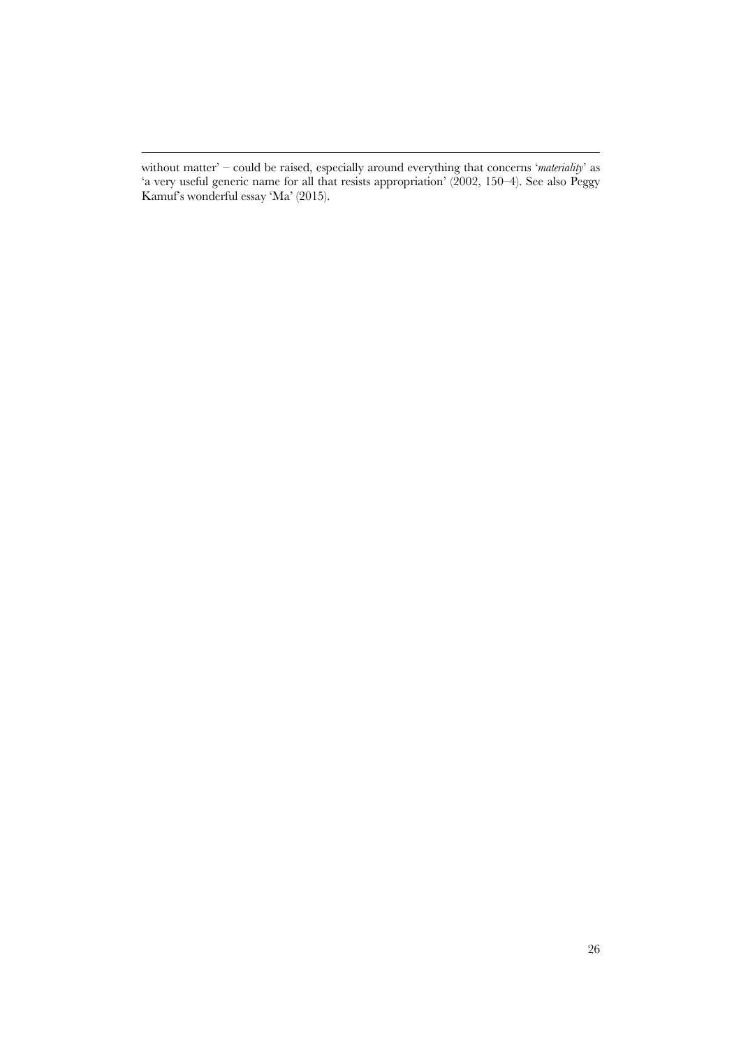without matter' – could be raised, especially around everything that concerns '*materiality*' as 'a very useful generic name for all that resists appropriation' (2002, 150–4). See also Peggy Kamuf's wonderful essay 'Ma' (2015).